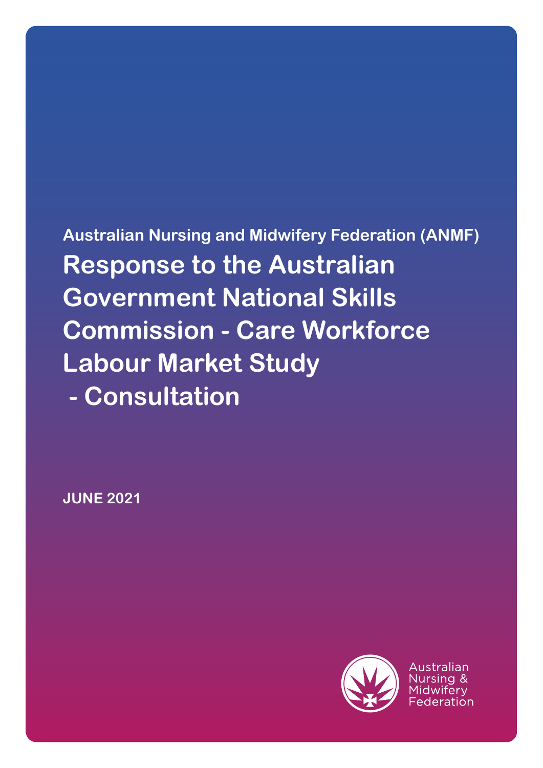**Australian Nursing and Midwifery Federation (ANMF)**

# Response to the Australian Government National Skills Commission - Care Workforce Labour Market Study - Consultation

**JUNE 2021**

Australian Nursing & Midwifery Federation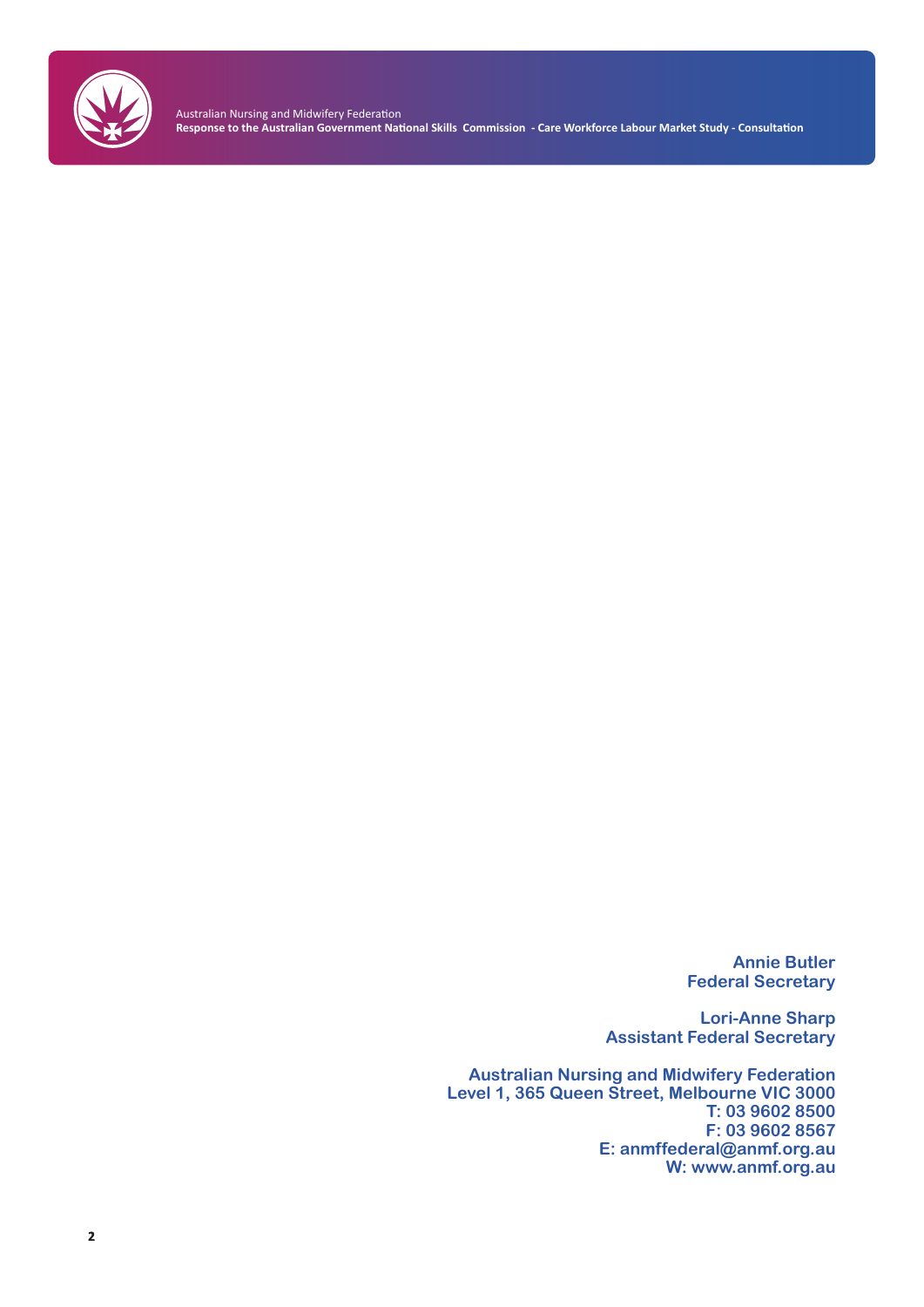**Annie Butler**
**Federal Secretary**

**Lori-Anne Sharp**
**Assistant Federal Secretary**

**Australian Nursing and Midwifery Federation**
**Level 1, 365 Queen Street, Melbourne VIC 3000**
**T: 03 9602 8500**
**F: 03 9602 8567**
**E: anmffederal@anmf.org.au**
**W: www.anmf.org.au**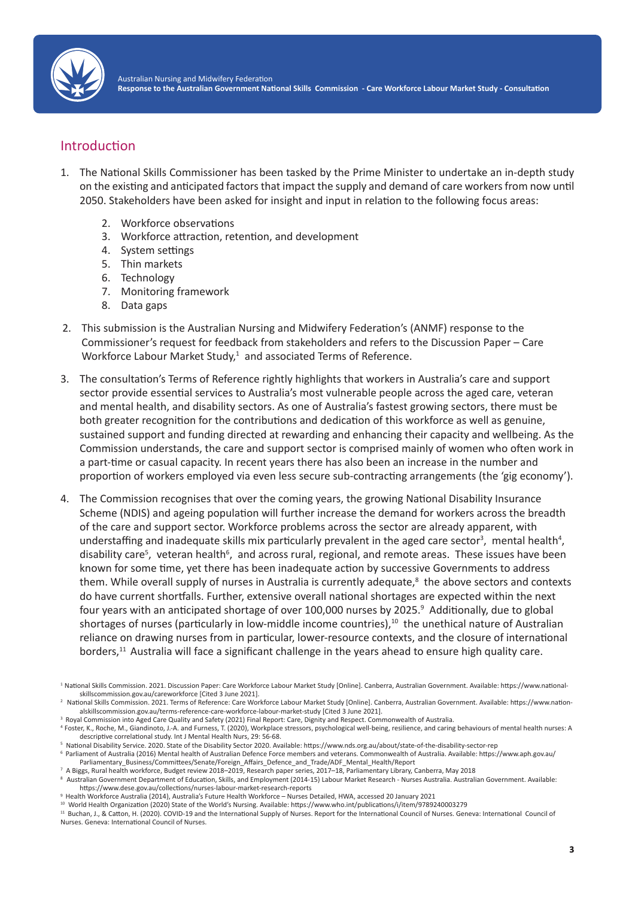## Introduction

1. The National Skills Commissioner has been tasked by the Prime Minister to undertake an in-depth study on the existing and anticipated factors that impact the supply and demand of care workers from now until 2050. Stakeholders have been asked for insight and input in relation to the following focus areas:

    2. Workforce observations
    3. Workforce attraction, retention, and development
    4. System settings
    5. Thin markets
    6. Technology
    7. Monitoring framework
    8. Data gaps

2. This submission is the Australian Nursing and Midwifery Federation's (ANMF) response to the Commissioner's request for feedback from stakeholders and refers to the Discussion Paper – Care Workforce Labour Market Study,[1] and associated Terms of Reference.

3. The consultation's Terms of Reference rightly highlights that workers in Australia's care and support sector provide essential services to Australia's most vulnerable people across the aged care, veteran and mental health, and disability sectors. As one of Australia's fastest growing sectors, there must be both greater recognition for the contributions and dedication of this workforce as well as genuine, sustained support and funding directed at rewarding and enhancing their capacity and wellbeing. As the Commission understands, the care and support sector is comprised mainly of women who often work in a part-time or casual capacity. In recent years there has also been an increase in the number and proportion of workers employed via even less secure sub-contracting arrangements (the 'gig economy').

4. The Commission recognises that over the coming years, the growing National Disability Insurance Scheme (NDIS) and ageing population will further increase the demand for workers across the breadth of the care and support sector. Workforce problems across the sector are already apparent, with understaffing and inadequate skills mix particularly prevalent in the aged care sector[3], mental health[4], disability care[5], veteran health[6], and across rural, regional, and remote areas. These issues have been known for some time, yet there has been inadequate action by successive Governments to address them. While overall supply of nurses in Australia is currently adequate,[8] the above sectors and contexts do have current shortfalls. Further, extensive overall national shortages are expected within the next four years with an anticipated shortage of over 100,000 nurses by 2025.[9] Additionally, due to global shortages of nurses (particularly in low-middle income countries),[10] the unethical nature of Australian reliance on drawing nurses from in particular, lower-resource contexts, and the closure of international borders,[11] Australia will face a significant challenge in the years ahead to ensure high quality care.

---

[1] National Skills Commission. 2021. Discussion Paper: Care Workforce Labour Market Study [Online]. Canberra, Australian Government. Available: https://www.national-skillscommission.gov.au/careworkforce [Cited 3 June 2021].

[2] National Skills Commission. 2021. Terms of Reference: Care Workforce Labour Market Study [Online]. Canberra, Australian Government. Available: https://www.nationalskillscommission.gov.au/terms-reference-care-workforce-labour-market-study [Cited 3 June 2021].

[3] Royal Commission into Aged Care Quality and Safety (2021) Final Report: Care, Dignity and Respect. Commonwealth of Australia.

[4] Foster, K., Roche, M., Giandinoto, J.-A. and Furness, T. (2020), Workplace stressors, psychological well-being, resilience, and caring behaviours of mental health nurses: A descriptive correlational study. Int J Mental Health Nurs, 29: 56-68.

[5] National Disability Service. 2020. State of the Disability Sector 2020. Available: https://www.nds.org.au/about/state-of-the-disability-sector-rep

[6] Parliament of Australia (2016) Mental health of Australian Defence Force members and veterans. Commonwealth of Australia. Available: https://www.aph.gov.au/Parliamentary_Business/Committees/Senate/Foreign_Affairs_Defence_and_Trade/ADF_Mental_Health/Report

[7] A Biggs, Rural health workforce, Budget review 2018–2019, Research paper series, 2017–18, Parliamentary Library, Canberra, May 2018

[8] Australian Government Department of Education, Skills, and Employment (2014-15) Labour Market Research - Nurses Australia. Australian Government. Available: https://www.dese.gov.au/collections/nurses-labour-market-research-reports

[9] Health Workforce Australia (2014), Australia's Future Health Workforce – Nurses Detailed, HWA, accessed 20 January 2021

[10] World Health Organization (2020) State of the World's Nursing. Available: https://www.who.int/publications/i/item/9789240003279

[11] Buchan, J., & Catton, H. (2020). COVID-19 and the International Supply of Nurses. Report for the International Council of Nurses. Geneva: International Council of Nurses. Geneva: International Council of Nurses.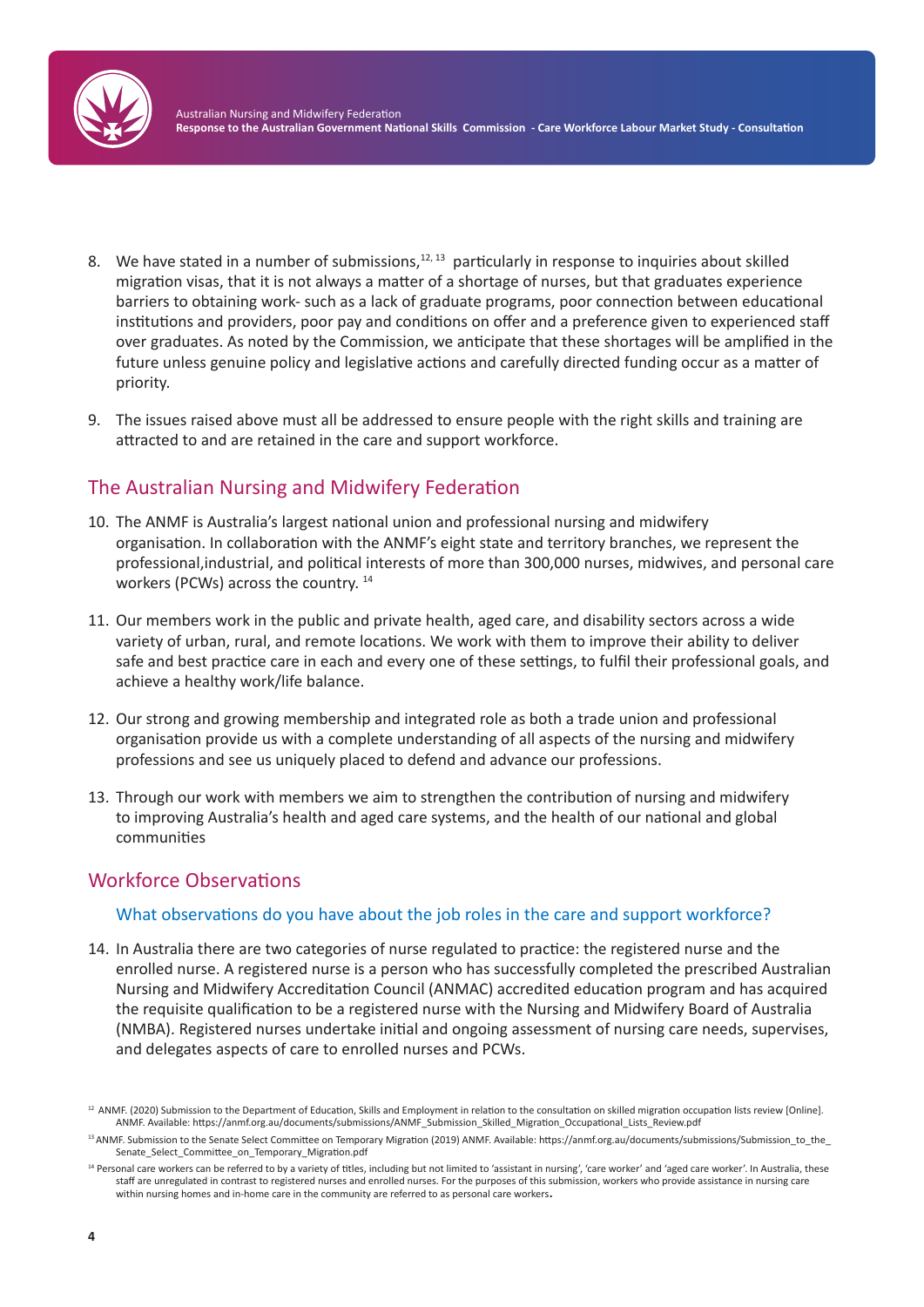8. We have stated in a number of submissions,[12, 13] particularly in response to inquiries about skilled migration visas, that it is not always a matter of a shortage of nurses, but that graduates experience barriers to obtaining work- such as a lack of graduate programs, poor connection between educational institutions and providers, poor pay and conditions on offer and a preference given to experienced staff over graduates. As noted by the Commission, we anticipate that these shortages will be amplified in the future unless genuine policy and legislative actions and carefully directed funding occur as a matter of priority.

9. The issues raised above must all be addressed to ensure people with the right skills and training are attracted to and are retained in the care and support workforce.

## The Australian Nursing and Midwifery Federation

10. The ANMF is Australia's largest national union and professional nursing and midwifery organisation. In collaboration with the ANMF's eight state and territory branches, we represent the professional,industrial, and political interests of more than 300,000 nurses, midwives, and personal care workers (PCWs) across the country. [14]

11. Our members work in the public and private health, aged care, and disability sectors across a wide variety of urban, rural, and remote locations. We work with them to improve their ability to deliver safe and best practice care in each and every one of these settings, to fulfil their professional goals, and achieve a healthy work/life balance.

12. Our strong and growing membership and integrated role as both a trade union and professional organisation provide us with a complete understanding of all aspects of the nursing and midwifery professions and see us uniquely placed to defend and advance our professions.

13. Through our work with members we aim to strengthen the contribution of nursing and midwifery to improving Australia's health and aged care systems, and the health of our national and global communities

## Workforce Observations

### What observations do you have about the job roles in the care and support workforce?

14. In Australia there are two categories of nurse regulated to practice: the registered nurse and the enrolled nurse. A registered nurse is a person who has successfully completed the prescribed Australian Nursing and Midwifery Accreditation Council (ANMAC) accredited education program and has acquired the requisite qualification to be a registered nurse with the Nursing and Midwifery Board of Australia (NMBA). Registered nurses undertake initial and ongoing assessment of nursing care needs, supervises, and delegates aspects of care to enrolled nurses and PCWs.

---

[12] ANMF. (2020) Submission to the Department of Education, Skills and Employment in relation to the consultation on skilled migration occupation lists review [Online]. ANMF. Available: https://anmf.org.au/documents/submissions/ANMF_Submission_Skilled_Migration_Occupational_Lists_Review.pdf

[13] ANMF. Submission to the Senate Select Committee on Temporary Migration (2019) ANMF. Available: https://anmf.org.au/documents/submissions/Submission_to_the_Senate_Select_Committee_on_Temporary_Migration.pdf

[14] Personal care workers can be referred to by a variety of titles, including but not limited to 'assistant in nursing', 'care worker' and 'aged care worker'. In Australia, these staff are unregulated in contrast to registered nurses and enrolled nurses. For the purposes of this submission, workers who provide assistance in nursing care within nursing homes and in-home care in the community are referred to as personal care workers.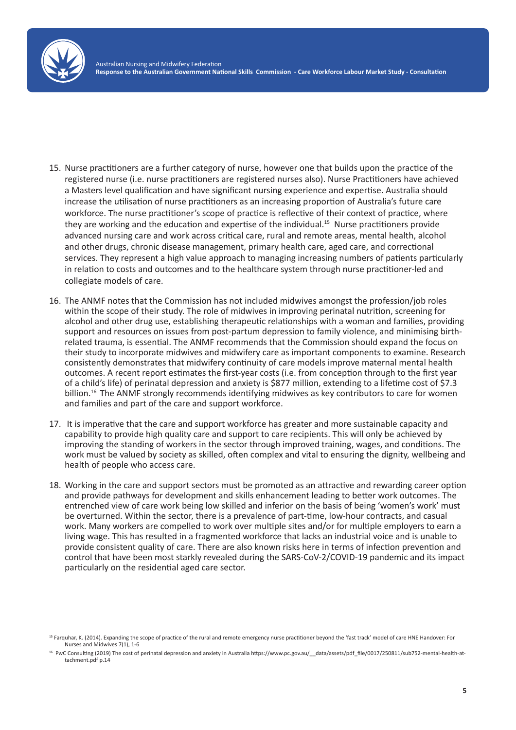15. Nurse practitioners are a further category of nurse, however one that builds upon the practice of the registered nurse (i.e. nurse practitioners are registered nurses also). Nurse Practitioners have achieved a Masters level qualification and have significant nursing experience and expertise. Australia should increase the utilisation of nurse practitioners as an increasing proportion of Australia's future care workforce. The nurse practitioner's scope of practice is reflective of their context of practice, where they are working and the education and expertise of the individual.[15] Nurse practitioners provide advanced nursing care and work across critical care, rural and remote areas, mental health, alcohol and other drugs, chronic disease management, primary health care, aged care, and correctional services. They represent a high value approach to managing increasing numbers of patients particularly in relation to costs and outcomes and to the healthcare system through nurse practitioner-led and collegiate models of care.

16. The ANMF notes that the Commission has not included midwives amongst the profession/job roles within the scope of their study. The role of midwives in improving perinatal nutrition, screening for alcohol and other drug use, establishing therapeutic relationships with a woman and families, providing support and resources on issues from post-partum depression to family violence, and minimising birth-related trauma, is essential. The ANMF recommends that the Commission should expand the focus on their study to incorporate midwives and midwifery care as important components to examine. Research consistently demonstrates that midwifery continuity of care models improve maternal mental health outcomes. A recent report estimates the first-year costs (i.e. from conception through to the first year of a child's life) of perinatal depression and anxiety is $877 million, extending to a lifetime cost of $7.3 billion.[16] The ANMF strongly recommends identifying midwives as key contributors to care for women and families and part of the care and support workforce.

17. It is imperative that the care and support workforce has greater and more sustainable capacity and capability to provide high quality care and support to care recipients. This will only be achieved by improving the standing of workers in the sector through improved training, wages, and conditions. The work must be valued by society as skilled, often complex and vital to ensuring the dignity, wellbeing and health of people who access care.

18. Working in the care and support sectors must be promoted as an attractive and rewarding career option and provide pathways for development and skills enhancement leading to better work outcomes. The entrenched view of care work being low skilled and inferior on the basis of being 'women's work' must be overturned. Within the sector, there is a prevalence of part-time, low-hour contracts, and casual work. Many workers are compelled to work over multiple sites and/or for multiple employers to earn a living wage. This has resulted in a fragmented workforce that lacks an industrial voice and is unable to provide consistent quality of care. There are also known risks here in terms of infection prevention and control that have been most starkly revealed during the SARS-CoV-2/COVID-19 pandemic and its impact particularly on the residential aged care sector.

[15] Farquhar, K. (2014). Expanding the scope of practice of the rural and remote emergency nurse practitioner beyond the 'fast track' model of care HNE Handover: For Nurses and Midwives 7(1), 1-6

[16] PwC Consulting (2019) The cost of perinatal depression and anxiety in Australia https://www.pc.gov.au/__data/assets/pdf_file/0017/250811/sub752-mental-health-attachment.pdf p.14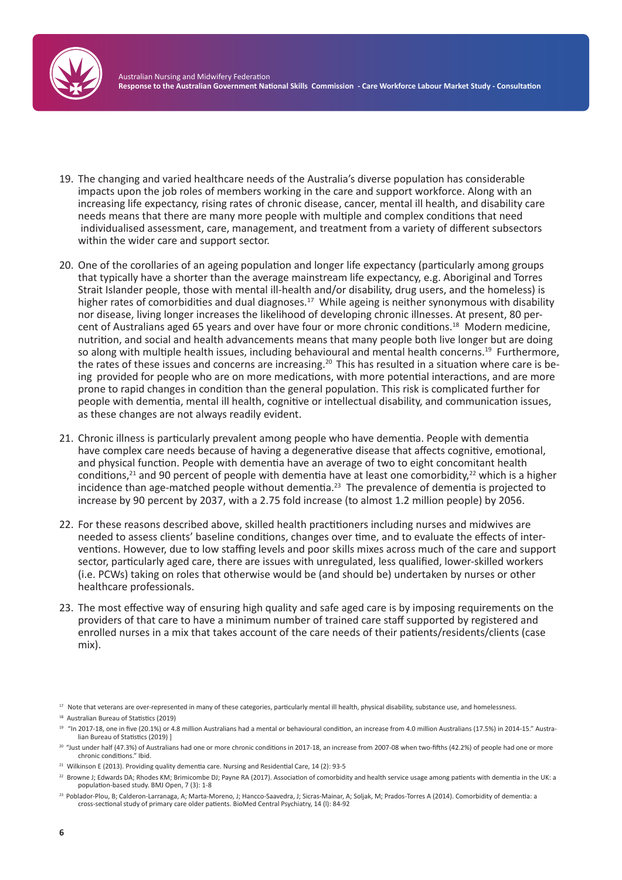19. The changing and varied healthcare needs of the Australia's diverse population has considerable impacts upon the job roles of members working in the care and support workforce. Along with an increasing life expectancy, rising rates of chronic disease, cancer, mental ill health, and disability care needs means that there are many more people with multiple and complex conditions that need individualised assessment, care, management, and treatment from a variety of different subsectors within the wider care and support sector.

20. One of the corollaries of an ageing population and longer life expectancy (particularly among groups that typically have a shorter than the average mainstream life expectancy, e.g. Aboriginal and Torres Strait Islander people, those with mental ill-health and/or disability, drug users, and the homeless) is higher rates of comorbidities and dual diagnoses.[17] While ageing is neither synonymous with disability nor disease, living longer increases the likelihood of developing chronic illnesses. At present, 80 percent of Australians aged 65 years and over have four or more chronic conditions.[18] Modern medicine, nutrition, and social and health advancements means that many people both live longer but are doing so along with multiple health issues, including behavioural and mental health concerns.[19] Furthermore, the rates of these issues and concerns are increasing.[20] This has resulted in a situation where care is being provided for people who are on more medications, with more potential interactions, and are more prone to rapid changes in condition than the general population. This risk is complicated further for people with dementia, mental ill health, cognitive or intellectual disability, and communication issues, as these changes are not always readily evident.

21. Chronic illness is particularly prevalent among people who have dementia. People with dementia have complex care needs because of having a degenerative disease that affects cognitive, emotional, and physical function. People with dementia have an average of two to eight concomitant health conditions,[21] and 90 percent of people with dementia have at least one comorbidity,[22] which is a higher incidence than age-matched people without dementia.[23] The prevalence of dementia is projected to increase by 90 percent by 2037, with a 2.75 fold increase (to almost 1.2 million people) by 2056.

22. For these reasons described above, skilled health practitioners including nurses and midwives are needed to assess clients' baseline conditions, changes over time, and to evaluate the effects of interventions. However, due to low staffing levels and poor skills mixes across much of the care and support sector, particularly aged care, there are issues with unregulated, less qualified, lower-skilled workers (i.e. PCWs) taking on roles that otherwise would be (and should be) undertaken by nurses or other healthcare professionals.

23. The most effective way of ensuring high quality and safe aged care is by imposing requirements on the providers of that care to have a minimum number of trained care staff supported by registered and enrolled nurses in a mix that takes account of the care needs of their patients/residents/clients (case mix).

---

[17] Note that veterans are over-represented in many of these categories, particularly mental ill health, physical disability, substance use, and homelessness.

[18] Australian Bureau of Statistics (2019)

[19] "In 2017-18, one in five (20.1%) or 4.8 million Australians had a mental or behavioural condition, an increase from 4.0 million Australians (17.5%) in 2014-15." Australian Bureau of Statistics (2019) ]

[20] "Just under half (47.3%) of Australians had one or more chronic conditions in 2017-18, an increase from 2007-08 when two-fifths (42.2%) of people had one or more chronic conditions." Ibid.

[21] Wilkinson E (2013). Providing quality dementia care. Nursing and Residential Care, 14 (2): 93-5

[22] Browne J; Edwards DA; Rhodes KM; Brimicombe DJ; Payne RA (2017). Association of comorbidity and health service usage among patients with dementia in the UK: a population-based study. BMJ Open, 7 (3): 1-8

[23] Poblador-Plou, B; Calderon-Larranaga, A; Marta-Moreno, J; Hancco-Saavedra, J; Sicras-Mainar, A; Soljak, M; Prados-Torres A (2014). Comorbidity of dementia: a cross-sectional study of primary care older patients. BioMed Central Psychiatry, 14 (l): 84-92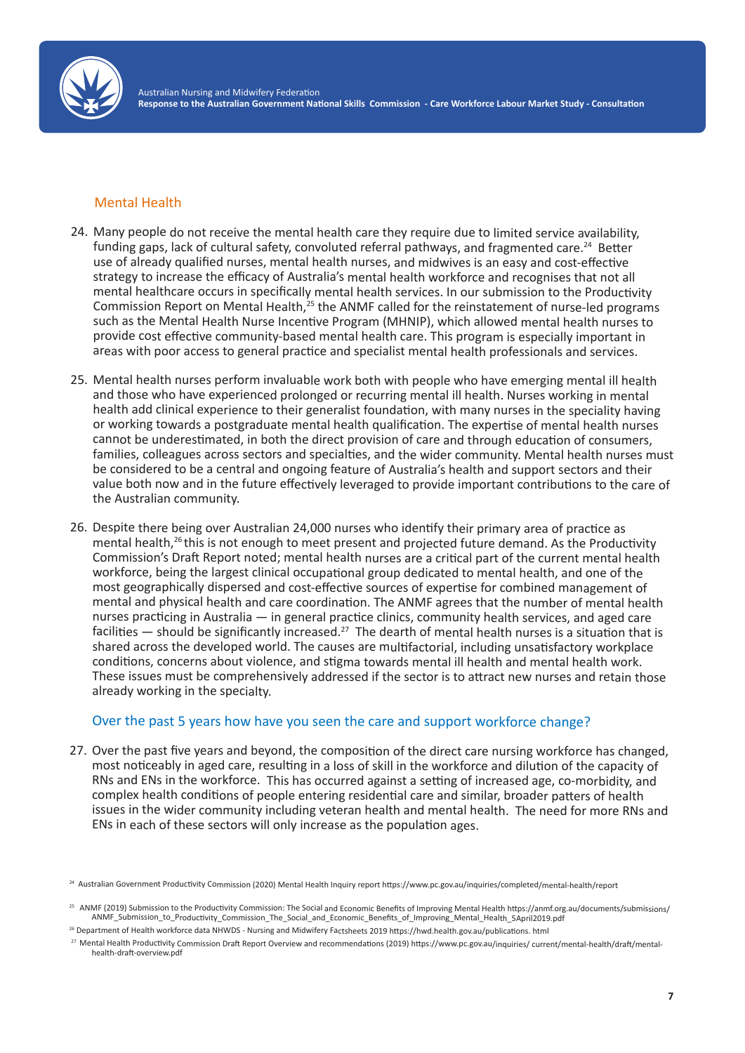## Mental Health

24. Many people do not receive the mental health care they require due to limited service availability, funding gaps, lack of cultural safety, convoluted referral pathways, and fragmented care.[24] Better use of already qualified nurses, mental health nurses, and midwives is an easy and cost-effective strategy to increase the efficacy of Australia's mental health workforce and recognises that not all mental healthcare occurs in specifically mental health services. In our submission to the Productivity Commission Report on Mental Health,[25] the ANMF called for the reinstatement of nurse-led programs such as the Mental Health Nurse Incentive Program (MHNIP), which allowed mental health nurses to provide cost effective community-based mental health care. This program is especially important in areas with poor access to general practice and specialist mental health professionals and services.

25. Mental health nurses perform invaluable work both with people who have emerging mental ill health and those who have experienced prolonged or recurring mental ill health. Nurses working in mental health add clinical experience to their generalist foundation, with many nurses in the speciality having or working towards a postgraduate mental health qualification. The expertise of mental health nurses cannot be underestimated, in both the direct provision of care and through education of consumers, families, colleagues across sectors and specialties, and the wider community. Mental health nurses must be considered to be a central and ongoing feature of Australia's health and support sectors and their value both now and in the future effectively leveraged to provide important contributions to the care of the Australian community.

26. Despite there being over Australian 24,000 nurses who identify their primary area of practice as mental health,[26] this is not enough to meet present and projected future demand. As the Productivity Commission's Draft Report noted; mental health nurses are a critical part of the current mental health workforce, being the largest clinical occupational group dedicated to mental health, and one of the most geographically dispersed and cost-effective sources of expertise for combined management of mental and physical health and care coordination. The ANMF agrees that the number of mental health nurses practicing in Australia — in general practice clinics, community health services, and aged care facilities — should be significantly increased.[27] The dearth of mental health nurses is a situation that is shared across the developed world. The causes are multifactorial, including unsatisfactory workplace conditions, concerns about violence, and stigma towards mental ill health and mental health work. These issues must be comprehensively addressed if the sector is to attract new nurses and retain those already working in the specialty.

### Over the past 5 years how have you seen the care and support workforce change?

27. Over the past five years and beyond, the composition of the direct care nursing workforce has changed, most noticeably in aged care, resulting in a loss of skill in the workforce and dilution of the capacity of RNs and ENs in the workforce. This has occurred against a setting of increased age, co-morbidity, and complex health conditions of people entering residential care and similar, broader patters of health issues in the wider community including veteran health and mental health. The need for more RNs and ENs in each of these sectors will only increase as the population ages.

---

[24] Australian Government Productivity Commission (2020) Mental Health Inquiry report https://www.pc.gov.au/inquiries/completed/mental-health/report

[25] ANMF (2019) Submission to the Productivity Commission: The Social and Economic Benefits of Improving Mental Health https://anmf.org.au/documents/submissions/ANMF_Submission_to_Productivity_Commission_The_Social_and_Economic_Benefits_of_Improving_Mental_Health_5April2019.pdf

[26] Department of Health workforce data NHWDS - Nursing and Midwifery Factsheets 2019 https://hwd.health.gov.au/publications. html

[27] Mental Health Productivity Commission Draft Report Overview and recommendations (2019) https://www.pc.gov.au/inquiries/ current/mental-health/draft/mental-health-draft-overview.pdf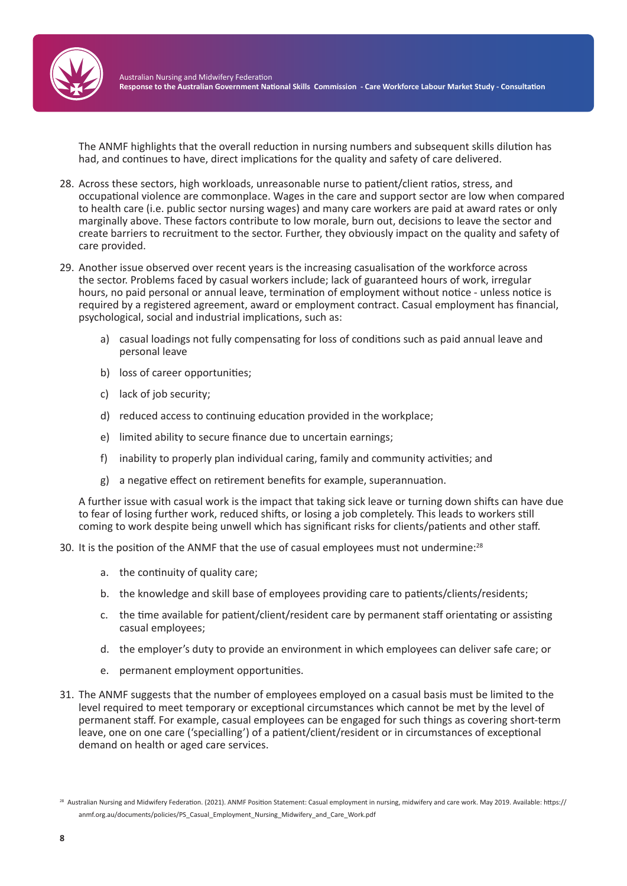The ANMF highlights that the overall reduction in nursing numbers and subsequent skills dilution has had, and continues to have, direct implications for the quality and safety of care delivered.

28. Across these sectors, high workloads, unreasonable nurse to patient/client ratios, stress, and occupational violence are commonplace. Wages in the care and support sector are low when compared to health care (i.e. public sector nursing wages) and many care workers are paid at award rates or only marginally above. These factors contribute to low morale, burn out, decisions to leave the sector and create barriers to recruitment to the sector. Further, they obviously impact on the quality and safety of care provided.

29. Another issue observed over recent years is the increasing casualisation of the workforce across the sector. Problems faced by casual workers include; lack of guaranteed hours of work, irregular hours, no paid personal or annual leave, termination of employment without notice - unless notice is required by a registered agreement, award or employment contract. Casual employment has financial, psychological, social and industrial implications, such as:

    a) casual loadings not fully compensating for loss of conditions such as paid annual leave and personal leave

    b) loss of career opportunities;

    c) lack of job security;

    d) reduced access to continuing education provided in the workplace;

    e) limited ability to secure finance due to uncertain earnings;

    f) inability to properly plan individual caring, family and community activities; and

    g) a negative effect on retirement benefits for example, superannuation.

    A further issue with casual work is the impact that taking sick leave or turning down shifts can have due to fear of losing further work, reduced shifts, or losing a job completely. This leads to workers still coming to work despite being unwell which has significant risks for clients/patients and other staff.

30. It is the position of the ANMF that the use of casual employees must not undermine:[28]

    a. the continuity of quality care;

    b. the knowledge and skill base of employees providing care to patients/clients/residents;

    c. the time available for patient/client/resident care by permanent staff orientating or assisting casual employees;

    d. the employer's duty to provide an environment in which employees can deliver safe care; or

    e. permanent employment opportunities.

31. The ANMF suggests that the number of employees employed on a casual basis must be limited to the level required to meet temporary or exceptional circumstances which cannot be met by the level of permanent staff. For example, casual employees can be engaged for such things as covering short-term leave, one on one care ('specialling') of a patient/client/resident or in circumstances of exceptional demand on health or aged care services.

[28] Australian Nursing and Midwifery Federation. (2021). ANMF Position Statement: Casual employment in nursing, midwifery and care work. May 2019. Available: https://anmf.org.au/documents/policies/PS_Casual_Employment_Nursing_Midwifery_and_Care_Work.pdf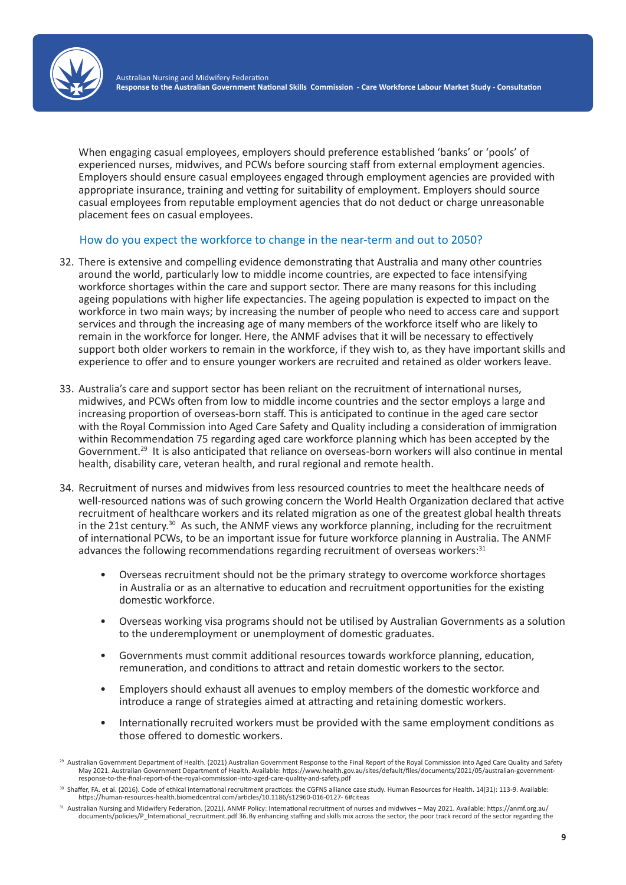When engaging casual employees, employers should preference established 'banks' or 'pools' of experienced nurses, midwives, and PCWs before sourcing staff from external employment agencies. Employers should ensure casual employees engaged through employment agencies are provided with appropriate insurance, training and vetting for suitability of employment. Employers should source casual employees from reputable employment agencies that do not deduct or charge unreasonable placement fees on casual employees.

### How do you expect the workforce to change in the near-term and out to 2050?

32. There is extensive and compelling evidence demonstrating that Australia and many other countries around the world, particularly low to middle income countries, are expected to face intensifying workforce shortages within the care and support sector. There are many reasons for this including ageing populations with higher life expectancies. The ageing population is expected to impact on the workforce in two main ways; by increasing the number of people who need to access care and support services and through the increasing age of many members of the workforce itself who are likely to remain in the workforce for longer. Here, the ANMF advises that it will be necessary to effectively support both older workers to remain in the workforce, if they wish to, as they have important skills and experience to offer and to ensure younger workers are recruited and retained as older workers leave.

33. Australia's care and support sector has been reliant on the recruitment of international nurses, midwives, and PCWs often from low to middle income countries and the sector employs a large and increasing proportion of overseas-born staff. This is anticipated to continue in the aged care sector with the Royal Commission into Aged Care Safety and Quality including a consideration of immigration within Recommendation 75 regarding aged care workforce planning which has been accepted by the Government.[29] It is also anticipated that reliance on overseas-born workers will also continue in mental health, disability care, veteran health, and rural regional and remote health.

34. Recruitment of nurses and midwives from less resourced countries to meet the healthcare needs of well-resourced nations was of such growing concern the World Health Organization declared that active recruitment of healthcare workers and its related migration as one of the greatest global health threats in the 21st century.[30] As such, the ANMF views any workforce planning, including for the recruitment of international PCWs, to be an important issue for future workforce planning in Australia. The ANMF advances the following recommendations regarding recruitment of overseas workers:[31]

    - Overseas recruitment should not be the primary strategy to overcome workforce shortages in Australia or as an alternative to education and recruitment opportunities for the existing domestic workforce.
    - Overseas working visa programs should not be utilised by Australian Governments as a solution to the underemployment or unemployment of domestic graduates.
    - Governments must commit additional resources towards workforce planning, education, remuneration, and conditions to attract and retain domestic workers to the sector.
    - Employers should exhaust all avenues to employ members of the domestic workforce and introduce a range of strategies aimed at attracting and retaining domestic workers.
    - Internationally recruited workers must be provided with the same employment conditions as those offered to domestic workers.

---

[29] Australian Government Department of Health. (2021) Australian Government Response to the Final Report of the Royal Commission into Aged Care Quality and Safety May 2021. Australian Government Department of Health. Available: https://www.health.gov.au/sites/default/files/documents/2021/05/australian-government-response-to-the-final-report-of-the-royal-commission-into-aged-care-quality-and-safety.pdf

[30] Shaffer, FA. et al. (2016). Code of ethical international recruitment practices: the CGFNS alliance case study. Human Resources for Health. 14(31): 113-9. Available: https://human-resources-health.biomedcentral.com/articles/10.1186/s12960-016-0127- 6#citeas

[31] Australian Nursing and Midwifery Federation. (2021). ANMF Policy: International recruitment of nurses and midwives – May 2021. Available: https://anmf.org.au/documents/policies/P_International_recruitment.pdf 36. By enhancing staffing and skills mix across the sector, the poor track record of the sector regarding the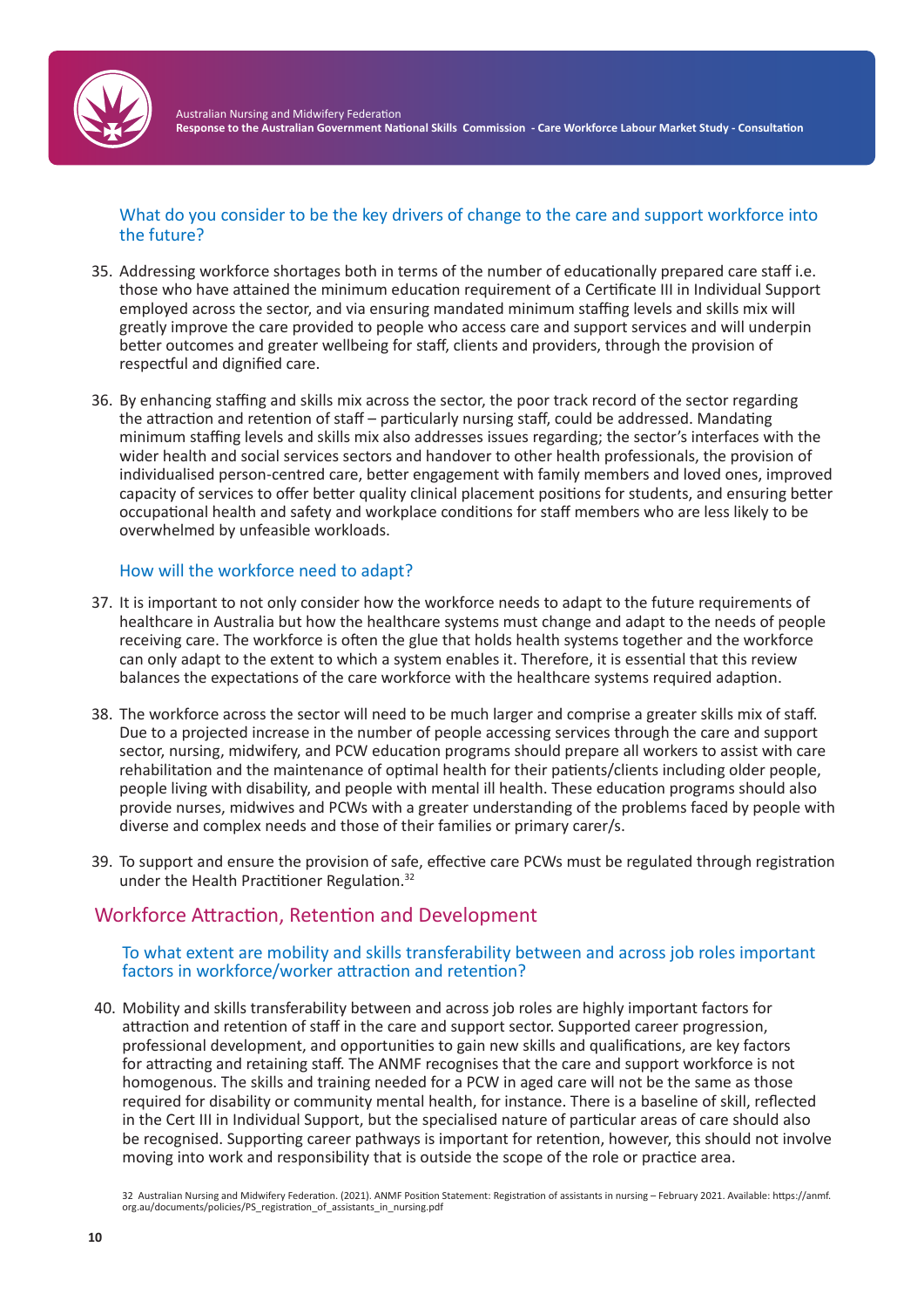### What do you consider to be the key drivers of change to the care and support workforce into the future?

35. Addressing workforce shortages both in terms of the number of educationally prepared care staff i.e. those who have attained the minimum education requirement of a Certificate III in Individual Support employed across the sector, and via ensuring mandated minimum staffing levels and skills mix will greatly improve the care provided to people who access care and support services and will underpin better outcomes and greater wellbeing for staff, clients and providers, through the provision of respectful and dignified care.

36. By enhancing staffing and skills mix across the sector, the poor track record of the sector regarding the attraction and retention of staff – particularly nursing staff, could be addressed. Mandating minimum staffing levels and skills mix also addresses issues regarding; the sector's interfaces with the wider health and social services sectors and handover to other health professionals, the provision of individualised person-centred care, better engagement with family members and loved ones, improved capacity of services to offer better quality clinical placement positions for students, and ensuring better occupational health and safety and workplace conditions for staff members who are less likely to be overwhelmed by unfeasible workloads.

### How will the workforce need to adapt?

37. It is important to not only consider how the workforce needs to adapt to the future requirements of healthcare in Australia but how the healthcare systems must change and adapt to the needs of people receiving care. The workforce is often the glue that holds health systems together and the workforce can only adapt to the extent to which a system enables it. Therefore, it is essential that this review balances the expectations of the care workforce with the healthcare systems required adaption.

38. The workforce across the sector will need to be much larger and comprise a greater skills mix of staff. Due to a projected increase in the number of people accessing services through the care and support sector, nursing, midwifery, and PCW education programs should prepare all workers to assist with care rehabilitation and the maintenance of optimal health for their patients/clients including older people, people living with disability, and people with mental ill health. These education programs should also provide nurses, midwives and PCWs with a greater understanding of the problems faced by people with diverse and complex needs and those of their families or primary carer/s.

39. To support and ensure the provision of safe, effective care PCWs must be regulated through registration under the Health Practitioner Regulation.[32]

## Workforce Attraction, Retention and Development

### To what extent are mobility and skills transferability between and across job roles important factors in workforce/worker attraction and retention?

40. Mobility and skills transferability between and across job roles are highly important factors for attraction and retention of staff in the care and support sector. Supported career progression, professional development, and opportunities to gain new skills and qualifications, are key factors for attracting and retaining staff. The ANMF recognises that the care and support workforce is not homogenous. The skills and training needed for a PCW in aged care will not be the same as those required for disability or community mental health, for instance. There is a baseline of skill, reflected in the Cert III in Individual Support, but the specialised nature of particular areas of care should also be recognised. Supporting career pathways is important for retention, however, this should not involve moving into work and responsibility that is outside the scope of the role or practice area.

32 Australian Nursing and Midwifery Federation. (2021). ANMF Position Statement: Registration of assistants in nursing – February 2021. Available: https://anmf.org.au/documents/policies/PS_registration_of_assistants_in_nursing.pdf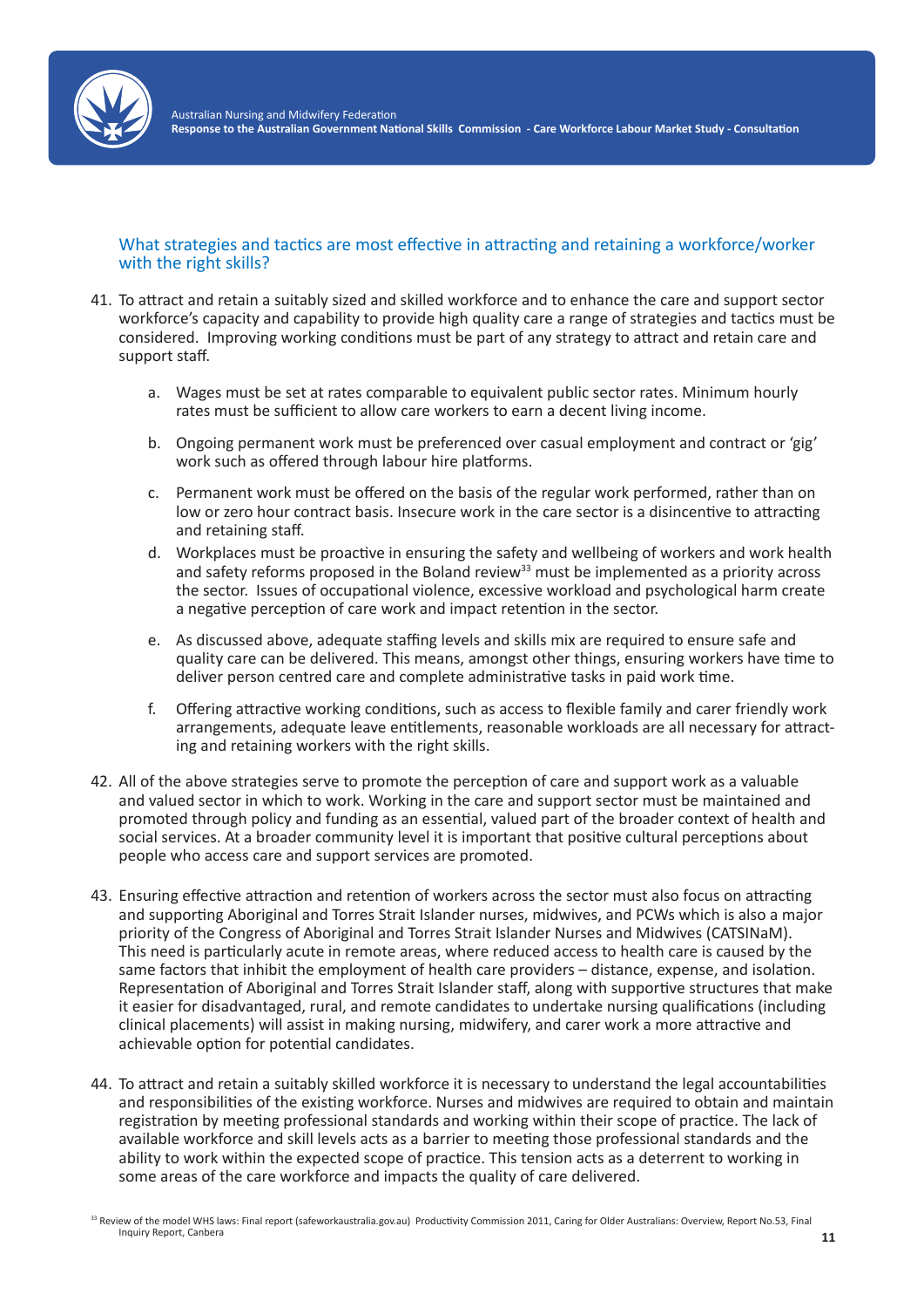### What strategies and tactics are most effective in attracting and retaining a workforce/worker with the right skills?

41. To attract and retain a suitably sized and skilled workforce and to enhance the care and support sector workforce's capacity and capability to provide high quality care a range of strategies and tactics must be considered. Improving working conditions must be part of any strategy to attract and retain care and support staff.

    a. Wages must be set at rates comparable to equivalent public sector rates. Minimum hourly rates must be sufficient to allow care workers to earn a decent living income.

    b. Ongoing permanent work must be preferenced over casual employment and contract or 'gig' work such as offered through labour hire platforms.

    c. Permanent work must be offered on the basis of the regular work performed, rather than on low or zero hour contract basis. Insecure work in the care sector is a disincentive to attracting and retaining staff.

    d. Workplaces must be proactive in ensuring the safety and wellbeing of workers and work health and safety reforms proposed in the Boland review[33] must be implemented as a priority across the sector. Issues of occupational violence, excessive workload and psychological harm create a negative perception of care work and impact retention in the sector.

    e. As discussed above, adequate staffing levels and skills mix are required to ensure safe and quality care can be delivered. This means, amongst other things, ensuring workers have time to deliver person centred care and complete administrative tasks in paid work time.

    f. Offering attractive working conditions, such as access to flexible family and carer friendly work arrangements, adequate leave entitlements, reasonable workloads are all necessary for attracting and retaining workers with the right skills.

42. All of the above strategies serve to promote the perception of care and support work as a valuable and valued sector in which to work. Working in the care and support sector must be maintained and promoted through policy and funding as an essential, valued part of the broader context of health and social services. At a broader community level it is important that positive cultural perceptions about people who access care and support services are promoted.

43. Ensuring effective attraction and retention of workers across the sector must also focus on attracting and supporting Aboriginal and Torres Strait Islander nurses, midwives, and PCWs which is also a major priority of the Congress of Aboriginal and Torres Strait Islander Nurses and Midwives (CATSINaM). This need is particularly acute in remote areas, where reduced access to health care is caused by the same factors that inhibit the employment of health care providers – distance, expense, and isolation. Representation of Aboriginal and Torres Strait Islander staff, along with supportive structures that make it easier for disadvantaged, rural, and remote candidates to undertake nursing qualifications (including clinical placements) will assist in making nursing, midwifery, and carer work a more attractive and achievable option for potential candidates.

44. To attract and retain a suitably skilled workforce it is necessary to understand the legal accountabilities and responsibilities of the existing workforce. Nurses and midwives are required to obtain and maintain registration by meeting professional standards and working within their scope of practice. The lack of available workforce and skill levels acts as a barrier to meeting those professional standards and the ability to work within the expected scope of practice. This tension acts as a deterrent to working in some areas of the care workforce and impacts the quality of care delivered.

[33] Review of the model WHS laws: Final report (safeworkaustralia.gov.au) Productivity Commission 2011, Caring for Older Australians: Overview, Report No.53, Final Inquiry Report, Canberra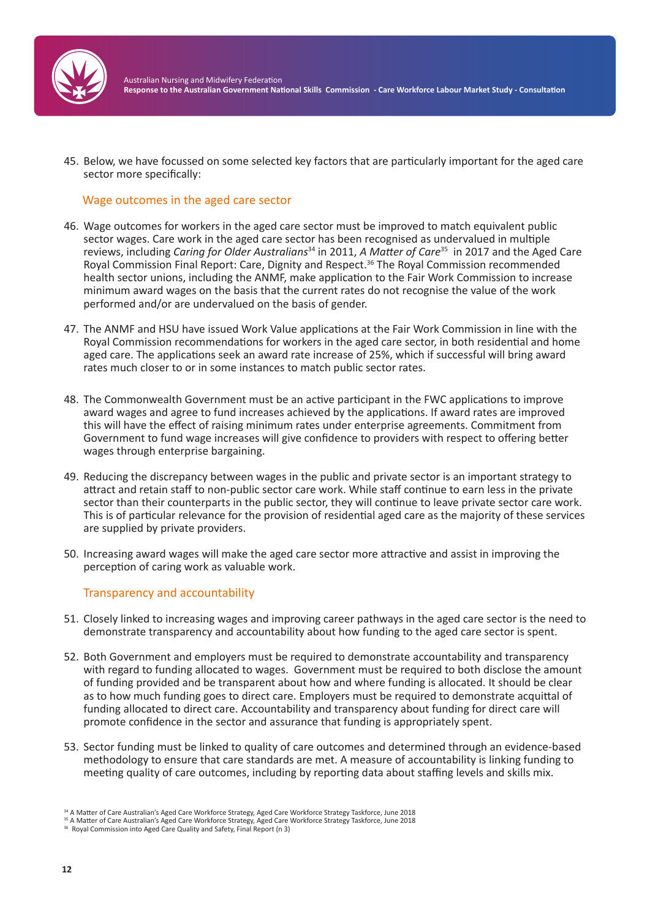45. Below, we have focussed on some selected key factors that are particularly important for the aged care sector more specifically:

## Wage outcomes in the aged care sector

46. Wage outcomes for workers in the aged care sector must be improved to match equivalent public sector wages. Care work in the aged care sector has been recognised as undervalued in multiple reviews, including *Caring for Older Australians*[34] in 2011, *A Matter of Care*[35] in 2017 and the Aged Care Royal Commission Final Report: Care, Dignity and Respect.[36] The Royal Commission recommended health sector unions, including the ANMF, make application to the Fair Work Commission to increase minimum award wages on the basis that the current rates do not recognise the value of the work performed and/or are undervalued on the basis of gender.

47. The ANMF and HSU have issued Work Value applications at the Fair Work Commission in line with the Royal Commission recommendations for workers in the aged care sector, in both residential and home aged care. The applications seek an award rate increase of 25%, which if successful will bring award rates much closer to or in some instances to match public sector rates.

48. The Commonwealth Government must be an active participant in the FWC applications to improve award wages and agree to fund increases achieved by the applications. If award rates are improved this will have the effect of raising minimum rates under enterprise agreements. Commitment from Government to fund wage increases will give confidence to providers with respect to offering better wages through enterprise bargaining.

49. Reducing the discrepancy between wages in the public and private sector is an important strategy to attract and retain staff to non-public sector care work. While staff continue to earn less in the private sector than their counterparts in the public sector, they will continue to leave private sector care work. This is of particular relevance for the provision of residential aged care as the majority of these services are supplied by private providers.

50. Increasing award wages will make the aged care sector more attractive and assist in improving the perception of caring work as valuable work.

## Transparency and accountability

51. Closely linked to increasing wages and improving career pathways in the aged care sector is the need to demonstrate transparency and accountability about how funding to the aged care sector is spent.

52. Both Government and employers must be required to demonstrate accountability and transparency with regard to funding allocated to wages. Government must be required to both disclose the amount of funding provided and be transparent about how and where funding is allocated. It should be clear as to how much funding goes to direct care. Employers must be required to demonstrate acquittal of funding allocated to direct care. Accountability and transparency about funding for direct care will promote confidence in the sector and assurance that funding is appropriately spent.

53. Sector funding must be linked to quality of care outcomes and determined through an evidence-based methodology to ensure that care standards are met. A measure of accountability is linking funding to meeting quality of care outcomes, including by reporting data about staffing levels and skills mix.

---

[34] A Matter of Care Australian's Aged Care Workforce Strategy, Aged Care Workforce Strategy Taskforce, June 2018

[35] A Matter of Care Australian's Aged Care Workforce Strategy, Aged Care Workforce Strategy Taskforce, June 2018

[36] Royal Commission into Aged Care Quality and Safety, Final Report (n 3)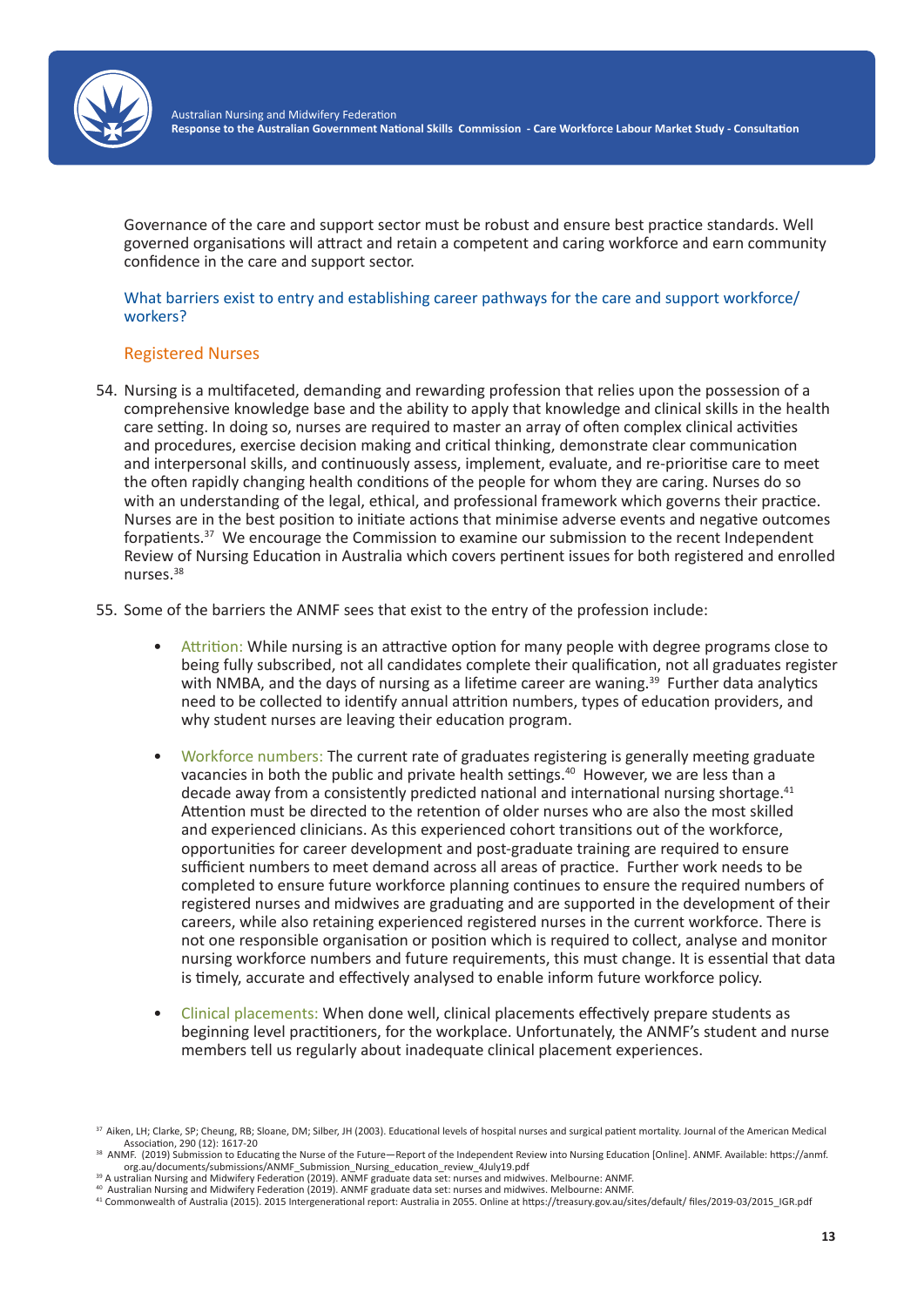Governance of the care and support sector must be robust and ensure best practice standards. Well governed organisations will attract and retain a competent and caring workforce and earn community confidence in the care and support sector.

### What barriers exist to entry and establishing career pathways for the care and support workforce/ workers?

#### Registered Nurses

54. Nursing is a multifaceted, demanding and rewarding profession that relies upon the possession of a comprehensive knowledge base and the ability to apply that knowledge and clinical skills in the health care setting. In doing so, nurses are required to master an array of often complex clinical activities and procedures, exercise decision making and critical thinking, demonstrate clear communication and interpersonal skills, and continuously assess, implement, evaluate, and re-prioritise care to meet the often rapidly changing health conditions of the people for whom they are caring. Nurses do so with an understanding of the legal, ethical, and professional framework which governs their practice. Nurses are in the best position to initiate actions that minimise adverse events and negative outcomes forpatients.[37] We encourage the Commission to examine our submission to the recent Independent Review of Nursing Education in Australia which covers pertinent issues for both registered and enrolled nurses.[38]

55. Some of the barriers the ANMF sees that exist to the entry of the profession include:

    - Attrition: While nursing is an attractive option for many people with degree programs close to being fully subscribed, not all candidates complete their qualification, not all graduates register with NMBA, and the days of nursing as a lifetime career are waning.[39] Further data analytics need to be collected to identify annual attrition numbers, types of education providers, and why student nurses are leaving their education program.

    - Workforce numbers: The current rate of graduates registering is generally meeting graduate vacancies in both the public and private health settings.[40] However, we are less than a decade away from a consistently predicted national and international nursing shortage.[41] Attention must be directed to the retention of older nurses who are also the most skilled and experienced clinicians. As this experienced cohort transitions out of the workforce, opportunities for career development and post-graduate training are required to ensure sufficient numbers to meet demand across all areas of practice. Further work needs to be completed to ensure future workforce planning continues to ensure the required numbers of registered nurses and midwives are graduating and are supported in the development of their careers, while also retaining experienced registered nurses in the current workforce. There is not one responsible organisation or position which is required to collect, analyse and monitor nursing workforce numbers and future requirements, this must change. It is essential that data is timely, accurate and effectively analysed to enable inform future workforce policy.

    - Clinical placements: When done well, clinical placements effectively prepare students as beginning level practitioners, for the workplace. Unfortunately, the ANMF's student and nurse members tell us regularly about inadequate clinical placement experiences.

---

[37] Aiken, LH; Clarke, SP; Cheung, RB; Sloane, DM; Silber, JH (2003). Educational levels of hospital nurses and surgical patient mortality. Journal of the American Medical Association, 290 (12): 1617-20

[38] ANMF. (2019) Submission to Educating the Nurse of the Future—Report of the Independent Review into Nursing Education [Online]. ANMF. Available: https://anmf.org.au/documents/submissions/ANMF_Submission_Nursing_education_review_4July19.pdf

[39] A ustralian Nursing and Midwifery Federation (2019). ANMF graduate data set: nurses and midwives. Melbourne: ANMF.

[40] Australian Nursing and Midwifery Federation (2019). ANMF graduate data set: nurses and midwives. Melbourne: ANMF.

[41] Commonwealth of Australia (2015). 2015 Intergenerational report: Australia in 2055. Online at https://treasury.gov.au/sites/default/ files/2019-03/2015_IGR.pdf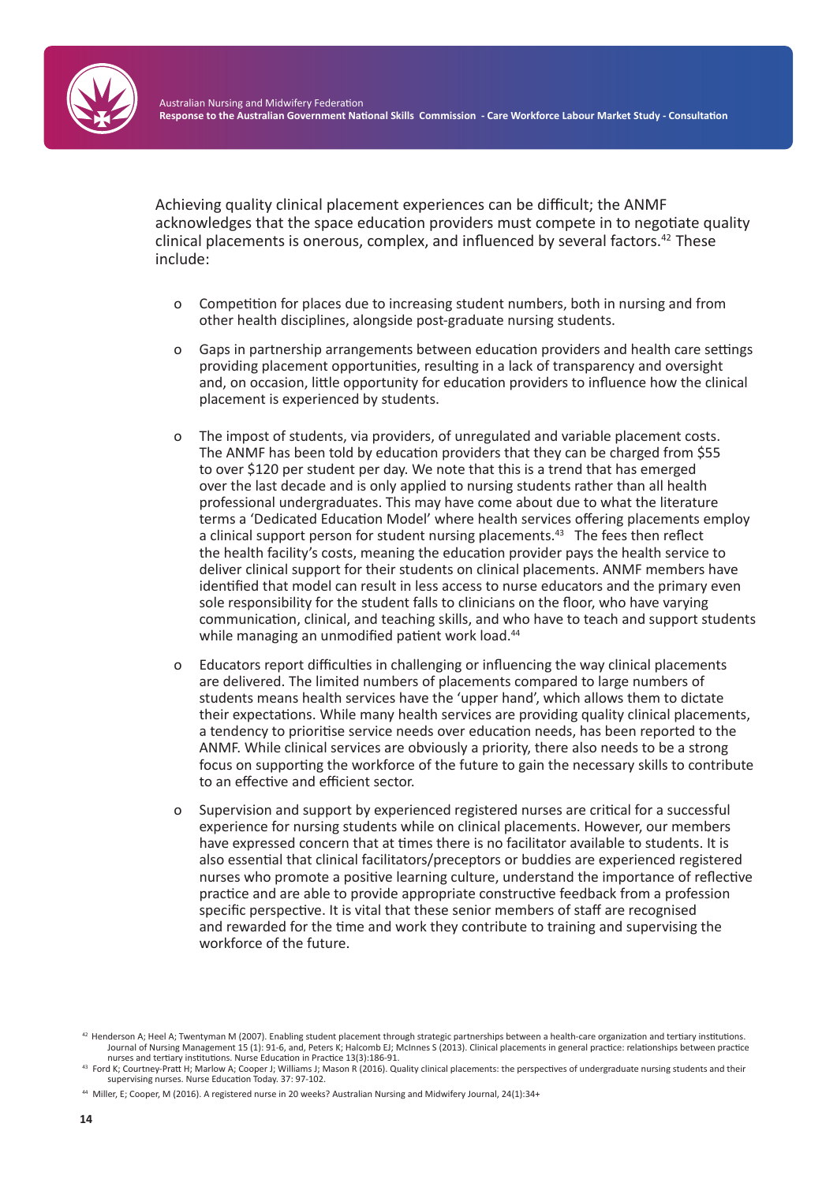Achieving quality clinical placement experiences can be difficult; the ANMF acknowledges that the space education providers must compete in to negotiate quality clinical placements is onerous, complex, and influenced by several factors.[42] These include:

- Competition for places due to increasing student numbers, both in nursing and from other health disciplines, alongside post-graduate nursing students.

- Gaps in partnership arrangements between education providers and health care settings providing placement opportunities, resulting in a lack of transparency and oversight and, on occasion, little opportunity for education providers to influence how the clinical placement is experienced by students.

- The impost of students, via providers, of unregulated and variable placement costs. The ANMF has been told by education providers that they can be charged from $55 to over $120 per student per day. We note that this is a trend that has emerged over the last decade and is only applied to nursing students rather than all health professional undergraduates. This may have come about due to what the literature terms a 'Dedicated Education Model' where health services offering placements employ a clinical support person for student nursing placements.[43] The fees then reflect the health facility's costs, meaning the education provider pays the health service to deliver clinical support for their students on clinical placements. ANMF members have identified that model can result in less access to nurse educators and the primary even sole responsibility for the student falls to clinicians on the floor, who have varying communication, clinical, and teaching skills, and who have to teach and support students while managing an unmodified patient work load.[44]

- Educators report difficulties in challenging or influencing the way clinical placements are delivered. The limited numbers of placements compared to large numbers of students means health services have the 'upper hand', which allows them to dictate their expectations. While many health services are providing quality clinical placements, a tendency to prioritise service needs over education needs, has been reported to the ANMF. While clinical services are obviously a priority, there also needs to be a strong focus on supporting the workforce of the future to gain the necessary skills to contribute to an effective and efficient sector.

- Supervision and support by experienced registered nurses are critical for a successful experience for nursing students while on clinical placements. However, our members have expressed concern that at times there is no facilitator available to students. It is also essential that clinical facilitators/preceptors or buddies are experienced registered nurses who promote a positive learning culture, understand the importance of reflective practice and are able to provide appropriate constructive feedback from a profession specific perspective. It is vital that these senior members of staff are recognised and rewarded for the time and work they contribute to training and supervising the workforce of the future.

---

[42] Henderson A; Heel A; Twentyman M (2007). Enabling student placement through strategic partnerships between a health-care organization and tertiary institutions. Journal of Nursing Management 15 (1): 91-6, and, Peters K; Halcomb EJ; McInnes S (2013). Clinical placements in general practice: relationships between practice nurses and tertiary institutions. Nurse Education in Practice 13(3):186-91.

[43] Ford K; Courtney-Pratt H; Marlow A; Cooper J; Williams J; Mason R (2016). Quality clinical placements: the perspectives of undergraduate nursing students and their supervising nurses. Nurse Education Today. 37: 97-102.

[44] Miller, E; Cooper, M (2016). A registered nurse in 20 weeks? Australian Nursing and Midwifery Journal, 24(1):34+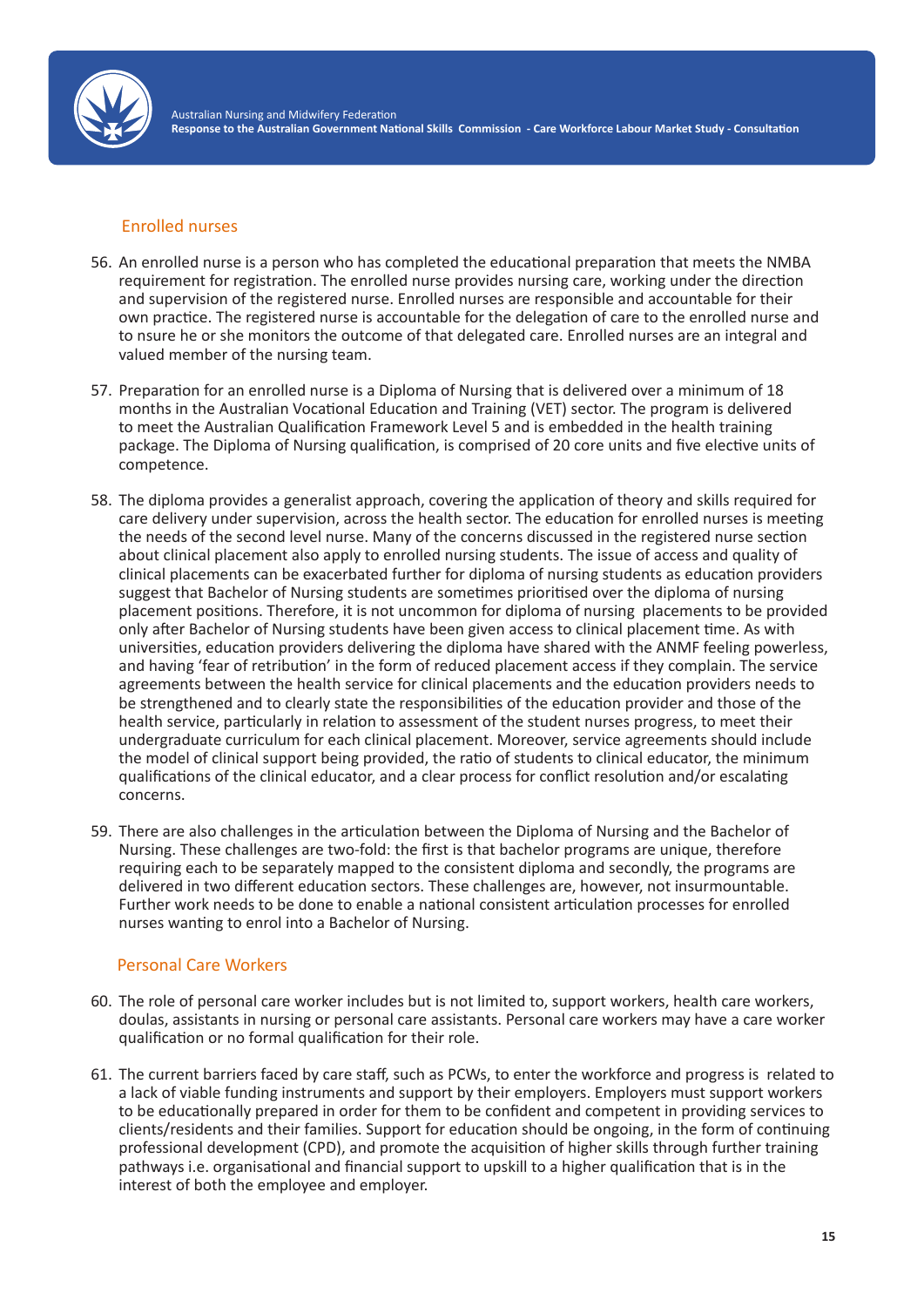## Enrolled nurses

56. An enrolled nurse is a person who has completed the educational preparation that meets the NMBA requirement for registration. The enrolled nurse provides nursing care, working under the direction and supervision of the registered nurse. Enrolled nurses are responsible and accountable for their own practice. The registered nurse is accountable for the delegation of care to the enrolled nurse and to nsure he or she monitors the outcome of that delegated care. Enrolled nurses are an integral and valued member of the nursing team.

57. Preparation for an enrolled nurse is a Diploma of Nursing that is delivered over a minimum of 18 months in the Australian Vocational Education and Training (VET) sector. The program is delivered to meet the Australian Qualification Framework Level 5 and is embedded in the health training package. The Diploma of Nursing qualification, is comprised of 20 core units and five elective units of competence.

58. The diploma provides a generalist approach, covering the application of theory and skills required for care delivery under supervision, across the health sector. The education for enrolled nurses is meeting the needs of the second level nurse. Many of the concerns discussed in the registered nurse section about clinical placement also apply to enrolled nursing students. The issue of access and quality of clinical placements can be exacerbated further for diploma of nursing students as education providers suggest that Bachelor of Nursing students are sometimes prioritised over the diploma of nursing placement positions. Therefore, it is not uncommon for diploma of nursing placements to be provided only after Bachelor of Nursing students have been given access to clinical placement time. As with universities, education providers delivering the diploma have shared with the ANMF feeling powerless, and having 'fear of retribution' in the form of reduced placement access if they complain. The service agreements between the health service for clinical placements and the education providers needs to be strengthened and to clearly state the responsibilities of the education provider and those of the health service, particularly in relation to assessment of the student nurses progress, to meet their undergraduate curriculum for each clinical placement. Moreover, service agreements should include the model of clinical support being provided, the ratio of students to clinical educator, the minimum qualifications of the clinical educator, and a clear process for conflict resolution and/or escalating concerns.

59. There are also challenges in the articulation between the Diploma of Nursing and the Bachelor of Nursing. These challenges are two-fold: the first is that bachelor programs are unique, therefore requiring each to be separately mapped to the consistent diploma and secondly, the programs are delivered in two different education sectors. These challenges are, however, not insurmountable. Further work needs to be done to enable a national consistent articulation processes for enrolled nurses wanting to enrol into a Bachelor of Nursing.

## Personal Care Workers

60. The role of personal care worker includes but is not limited to, support workers, health care workers, doulas, assistants in nursing or personal care assistants. Personal care workers may have a care worker qualification or no formal qualification for their role.

61. The current barriers faced by care staff, such as PCWs, to enter the workforce and progress is related to a lack of viable funding instruments and support by their employers. Employers must support workers to be educationally prepared in order for them to be confident and competent in providing services to clients/residents and their families. Support for education should be ongoing, in the form of continuing professional development (CPD), and promote the acquisition of higher skills through further training pathways i.e. organisational and financial support to upskill to a higher qualification that is in the interest of both the employee and employer.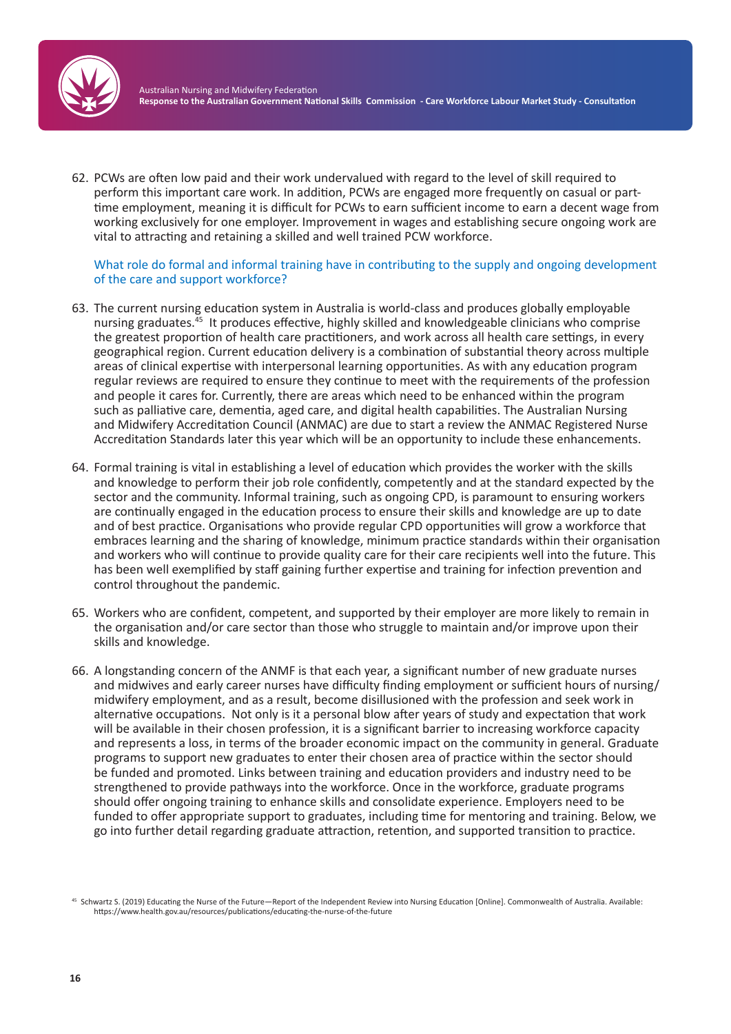62. PCWs are often low paid and their work undervalued with regard to the level of skill required to perform this important care work. In addition, PCWs are engaged more frequently on casual or part-time employment, meaning it is difficult for PCWs to earn sufficient income to earn a decent wage from working exclusively for one employer. Improvement in wages and establishing secure ongoing work are vital to attracting and retaining a skilled and well trained PCW workforce.

### What role do formal and informal training have in contributing to the supply and ongoing development of the care and support workforce?

63. The current nursing education system in Australia is world-class and produces globally employable nursing graduates.[45] It produces effective, highly skilled and knowledgeable clinicians who comprise the greatest proportion of health care practitioners, and work across all health care settings, in every geographical region. Current education delivery is a combination of substantial theory across multiple areas of clinical expertise with interpersonal learning opportunities. As with any education program regular reviews are required to ensure they continue to meet with the requirements of the profession and people it cares for. Currently, there are areas which need to be enhanced within the program such as palliative care, dementia, aged care, and digital health capabilities. The Australian Nursing and Midwifery Accreditation Council (ANMAC) are due to start a review the ANMAC Registered Nurse Accreditation Standards later this year which will be an opportunity to include these enhancements.

64. Formal training is vital in establishing a level of education which provides the worker with the skills and knowledge to perform their job role confidently, competently and at the standard expected by the sector and the community. Informal training, such as ongoing CPD, is paramount to ensuring workers are continually engaged in the education process to ensure their skills and knowledge are up to date and of best practice. Organisations who provide regular CPD opportunities will grow a workforce that embraces learning and the sharing of knowledge, minimum practice standards within their organisation and workers who will continue to provide quality care for their care recipients well into the future. This has been well exemplified by staff gaining further expertise and training for infection prevention and control throughout the pandemic.

65. Workers who are confident, competent, and supported by their employer are more likely to remain in the organisation and/or care sector than those who struggle to maintain and/or improve upon their skills and knowledge.

66. A longstanding concern of the ANMF is that each year, a significant number of new graduate nurses and midwives and early career nurses have difficulty finding employment or sufficient hours of nursing/midwifery employment, and as a result, become disillusioned with the profession and seek work in alternative occupations. Not only is it a personal blow after years of study and expectation that work will be available in their chosen profession, it is a significant barrier to increasing workforce capacity and represents a loss, in terms of the broader economic impact on the community in general. Graduate programs to support new graduates to enter their chosen area of practice within the sector should be funded and promoted. Links between training and education providers and industry need to be strengthened to provide pathways into the workforce. Once in the workforce, graduate programs should offer ongoing training to enhance skills and consolidate experience. Employers need to be funded to offer appropriate support to graduates, including time for mentoring and training. Below, we go into further detail regarding graduate attraction, retention, and supported transition to practice.

[45] Schwartz S. (2019) Educating the Nurse of the Future—Report of the Independent Review into Nursing Education [Online]. Commonwealth of Australia. Available: https://www.health.gov.au/resources/publications/educating-the-nurse-of-the-future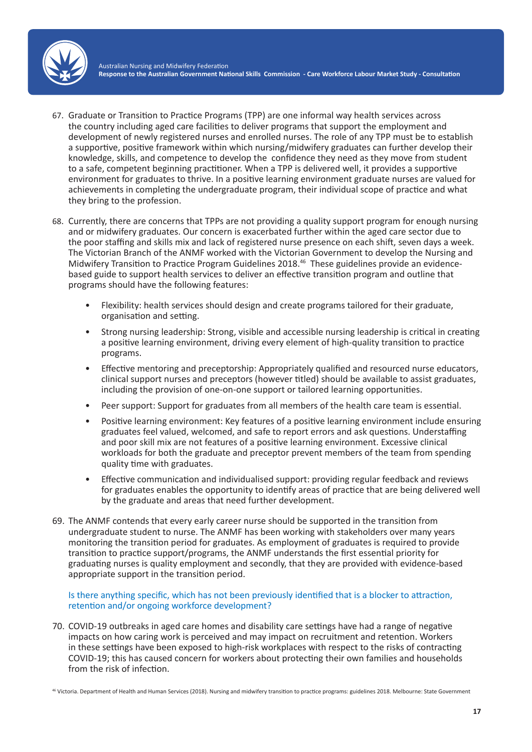67. Graduate or Transition to Practice Programs (TPP) are one informal way health services across the country including aged care facilities to deliver programs that support the employment and development of newly registered nurses and enrolled nurses. The role of any TPP must be to establish a supportive, positive framework within which nursing/midwifery graduates can further develop their knowledge, skills, and competence to develop the confidence they need as they move from student to a safe, competent beginning practitioner. When a TPP is delivered well, it provides a supportive environment for graduates to thrive. In a positive learning environment graduate nurses are valued for achievements in completing the undergraduate program, their individual scope of practice and what they bring to the profession.

68. Currently, there are concerns that TPPs are not providing a quality support program for enough nursing and or midwifery graduates. Our concern is exacerbated further within the aged care sector due to the poor staffing and skills mix and lack of registered nurse presence on each shift, seven days a week. The Victorian Branch of the ANMF worked with the Victorian Government to develop the Nursing and Midwifery Transition to Practice Program Guidelines 2018.[46] These guidelines provide an evidence-based guide to support health services to deliver an effective transition program and outline that programs should have the following features:

    - Flexibility: health services should design and create programs tailored for their graduate, organisation and setting.
    - Strong nursing leadership: Strong, visible and accessible nursing leadership is critical in creating a positive learning environment, driving every element of high-quality transition to practice programs.
    - Effective mentoring and preceptorship: Appropriately qualified and resourced nurse educators, clinical support nurses and preceptors (however titled) should be available to assist graduates, including the provision of one-on-one support or tailored learning opportunities.
    - Peer support: Support for graduates from all members of the health care team is essential.
    - Positive learning environment: Key features of a positive learning environment include ensuring graduates feel valued, welcomed, and safe to report errors and ask questions. Understaffing and poor skill mix are not features of a positive learning environment. Excessive clinical workloads for both the graduate and preceptor prevent members of the team from spending quality time with graduates.
    - Effective communication and individualised support: providing regular feedback and reviews for graduates enables the opportunity to identify areas of practice that are being delivered well by the graduate and areas that need further development.

69. The ANMF contends that every early career nurse should be supported in the transition from undergraduate student to nurse. The ANMF has been working with stakeholders over many years monitoring the transition period for graduates. As employment of graduates is required to provide transition to practice support/programs, the ANMF understands the first essential priority for graduating nurses is quality employment and secondly, that they are provided with evidence-based appropriate support in the transition period.

Is there anything specific, which has not been previously identified that is a blocker to attraction, retention and/or ongoing workforce development?

70. COVID-19 outbreaks in aged care homes and disability care settings have had a range of negative impacts on how caring work is perceived and may impact on recruitment and retention. Workers in these settings have been exposed to high-risk workplaces with respect to the risks of contracting COVID-19; this has caused concern for workers about protecting their own families and households from the risk of infection.

[46] Victoria. Department of Health and Human Services (2018). Nursing and midwifery transition to practice programs: guidelines 2018. Melbourne: State Government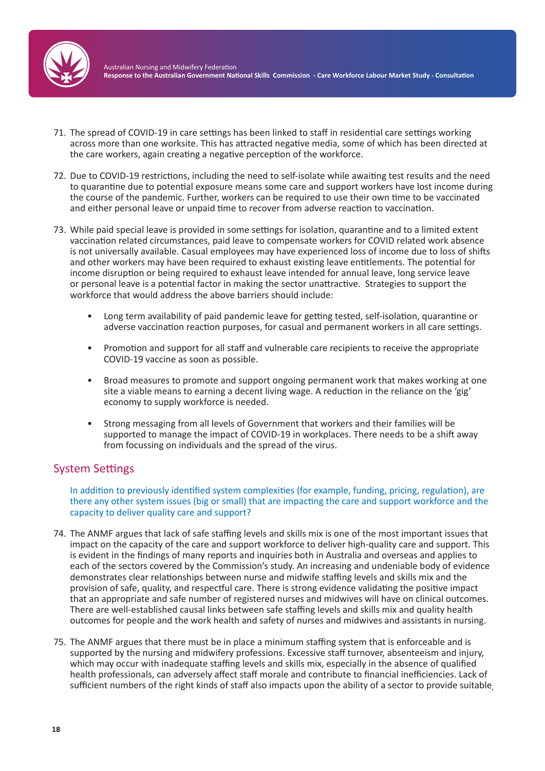71. The spread of COVID-19 in care settings has been linked to staff in residential care settings working across more than one worksite. This has attracted negative media, some of which has been directed at the care workers, again creating a negative perception of the workforce.

72. Due to COVID-19 restrictions, including the need to self-isolate while awaiting test results and the need to quarantine due to potential exposure means some care and support workers have lost income during the course of the pandemic. Further, workers can be required to use their own time to be vaccinated and either personal leave or unpaid time to recover from adverse reaction to vaccination.

73. While paid special leave is provided in some settings for isolation, quarantine and to a limited extent vaccination related circumstances, paid leave to compensate workers for COVID related work absence is not universally available. Casual employees may have experienced loss of income due to loss of shifts and other workers may have been required to exhaust existing leave entitlements. The potential for income disruption or being required to exhaust leave intended for annual leave, long service leave or personal leave is a potential factor in making the sector unattractive. Strategies to support the workforce that would address the above barriers should include:

    - Long term availability of paid pandemic leave for getting tested, self-isolation, quarantine or adverse vaccination reaction purposes, for casual and permanent workers in all care settings.
    - Promotion and support for all staff and vulnerable care recipients to receive the appropriate COVID-19 vaccine as soon as possible.
    - Broad measures to promote and support ongoing permanent work that makes working at one site a viable means to earning a decent living wage. A reduction in the reliance on the 'gig' economy to supply workforce is needed.
    - Strong messaging from all levels of Government that workers and their families will be supported to manage the impact of COVID-19 in workplaces. There needs to be a shift away from focussing on individuals and the spread of the virus.

## System Settings

In addition to previously identified system complexities (for example, funding, pricing, regulation), are there any other system issues (big or small) that are impacting the care and support workforce and the capacity to deliver quality care and support?

74. The ANMF argues that lack of safe staffing levels and skills mix is one of the most important issues that impact on the capacity of the care and support workforce to deliver high-quality care and support. This is evident in the findings of many reports and inquiries both in Australia and overseas and applies to each of the sectors covered by the Commission's study. An increasing and undeniable body of evidence demonstrates clear relationships between nurse and midwife staffing levels and skills mix and the provision of safe, quality, and respectful care. There is strong evidence validating the positive impact that an appropriate and safe number of registered nurses and midwives will have on clinical outcomes. There are well-established causal links between safe staffing levels and skills mix and quality health outcomes for people and the work health and safety of nurses and midwives and assistants in nursing.

75. The ANMF argues that there must be in place a minimum staffing system that is enforceable and is supported by the nursing and midwifery professions. Excessive staff turnover, absenteeism and injury, which may occur with inadequate staffing levels and skills mix, especially in the absence of qualified health professionals, can adversely affect staff morale and contribute to financial inefficiencies. Lack of sufficient numbers of the right kinds of staff also impacts upon the ability of a sector to provide suitable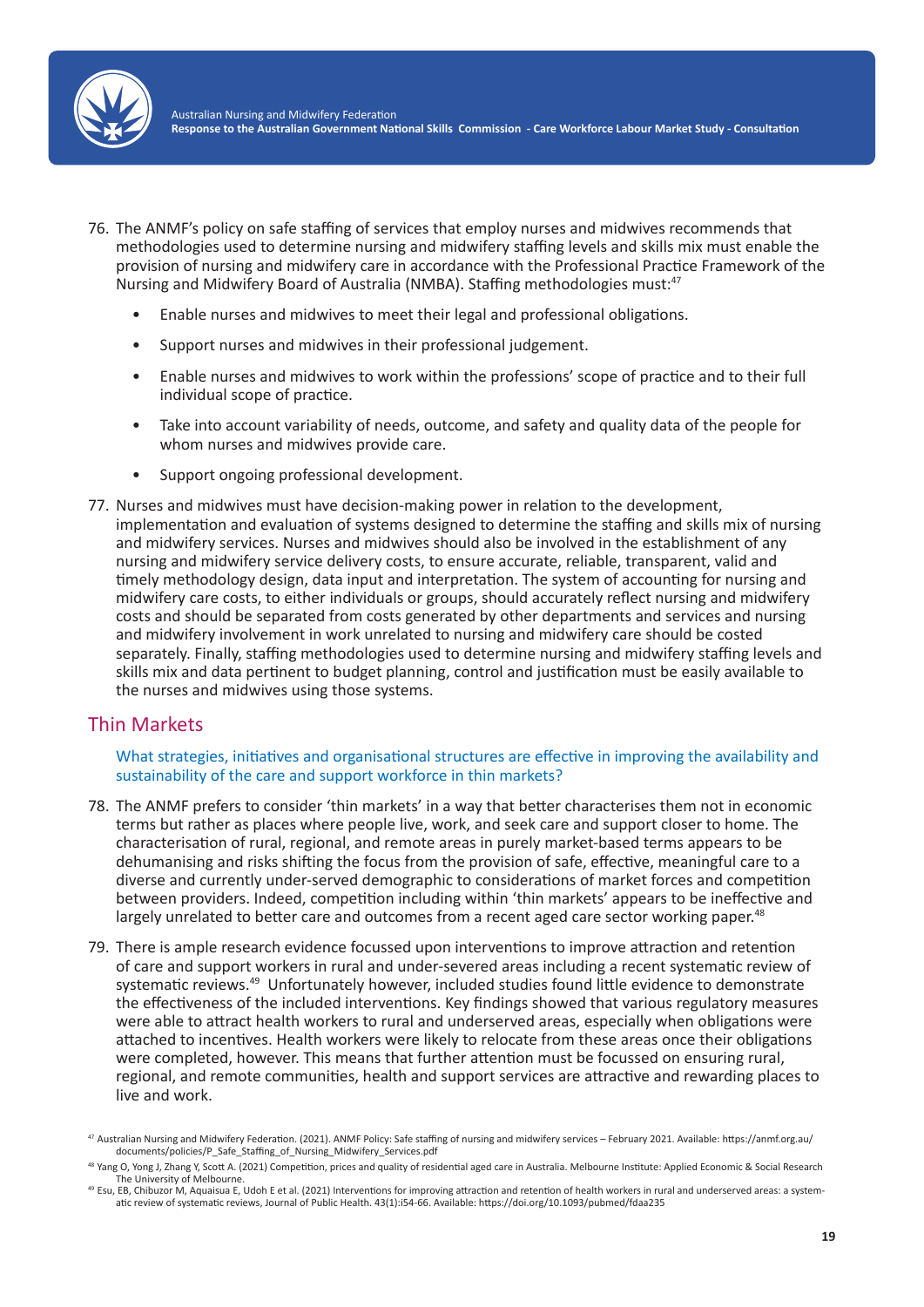76. The ANMF's policy on safe staffing of services that employ nurses and midwives recommends that methodologies used to determine nursing and midwifery staffing levels and skills mix must enable the provision of nursing and midwifery care in accordance with the Professional Practice Framework of the Nursing and Midwifery Board of Australia (NMBA). Staffing methodologies must:[47]

    - Enable nurses and midwives to meet their legal and professional obligations.
    - Support nurses and midwives in their professional judgement.
    - Enable nurses and midwives to work within the professions' scope of practice and to their full individual scope of practice.
    - Take into account variability of needs, outcome, and safety and quality data of the people for whom nurses and midwives provide care.
    - Support ongoing professional development.

77. Nurses and midwives must have decision-making power in relation to the development, implementation and evaluation of systems designed to determine the staffing and skills mix of nursing and midwifery services. Nurses and midwives should also be involved in the establishment of any nursing and midwifery service delivery costs, to ensure accurate, reliable, transparent, valid and timely methodology design, data input and interpretation. The system of accounting for nursing and midwifery care costs, to either individuals or groups, should accurately reflect nursing and midwifery costs and should be separated from costs generated by other departments and services and nursing and midwifery involvement in work unrelated to nursing and midwifery care should be costed separately. Finally, staffing methodologies used to determine nursing and midwifery staffing levels and skills mix and data pertinent to budget planning, control and justification must be easily available to the nurses and midwives using those systems.

## Thin Markets

### What strategies, initiatives and organisational structures are effective in improving the availability and sustainability of the care and support workforce in thin markets?

78. The ANMF prefers to consider 'thin markets' in a way that better characterises them not in economic terms but rather as places where people live, work, and seek care and support closer to home. The characterisation of rural, regional, and remote areas in purely market-based terms appears to be dehumanising and risks shifting the focus from the provision of safe, effective, meaningful care to a diverse and currently under-served demographic to considerations of market forces and competition between providers. Indeed, competition including within 'thin markets' appears to be ineffective and largely unrelated to better care and outcomes from a recent aged care sector working paper.[48]

79. There is ample research evidence focussed upon interventions to improve attraction and retention of care and support workers in rural and under-severed areas including a recent systematic review of systematic reviews.[49] Unfortunately however, included studies found little evidence to demonstrate the effectiveness of the included interventions. Key findings showed that various regulatory measures were able to attract health workers to rural and underserved areas, especially when obligations were attached to incentives. Health workers were likely to relocate from these areas once their obligations were completed, however. This means that further attention must be focussed on ensuring rural, regional, and remote communities, health and support services are attractive and rewarding places to live and work.

---

[47] Australian Nursing and Midwifery Federation. (2021). ANMF Policy: Safe staffing of nursing and midwifery services – February 2021. Available: https://anmf.org.au/documents/policies/P_Safe_Staffing_of_Nursing_Midwifery_Services.pdf

[48] Yang O, Yong J, Zhang Y, Scott A. (2021) Competition, prices and quality of residential aged care in Australia. Melbourne Institute: Applied Economic & Social Research The University of Melbourne.

[49] Esu, EB, Chibuzor M, Aquaisua E, Udoh E et al. (2021) Interventions for improving attraction and retention of health workers in rural and underserved areas: a systematic review of systematic reviews, Journal of Public Health. 43(1):i54-66. Available: https://doi.org/10.1093/pubmed/fdaa235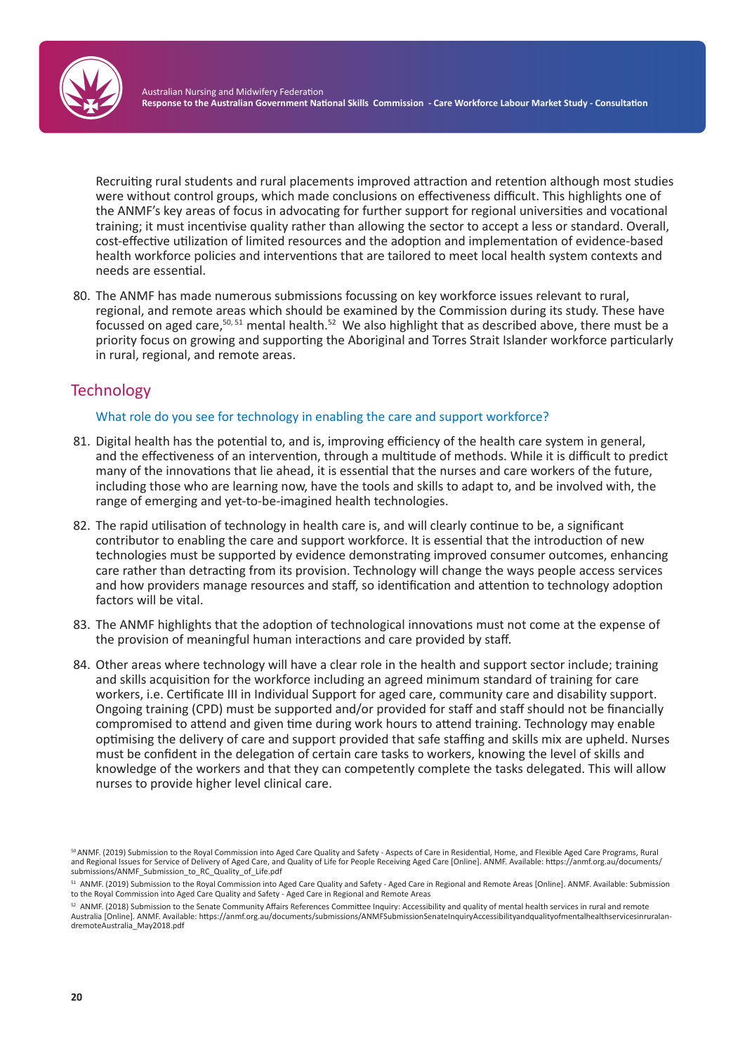Recruiting rural students and rural placements improved attraction and retention although most studies were without control groups, which made conclusions on effectiveness difficult. This highlights one of the ANMF's key areas of focus in advocating for further support for regional universities and vocational training; it must incentivise quality rather than allowing the sector to accept a less or standard. Overall, cost-effective utilization of limited resources and the adoption and implementation of evidence-based health workforce policies and interventions that are tailored to meet local health system contexts and needs are essential.

80. The ANMF has made numerous submissions focussing on key workforce issues relevant to rural, regional, and remote areas which should be examined by the Commission during its study. These have focussed on aged care,[50, 51] mental health.[52] We also highlight that as described above, there must be a priority focus on growing and supporting the Aboriginal and Torres Strait Islander workforce particularly in rural, regional, and remote areas.

## Technology

### What role do you see for technology in enabling the care and support workforce?

81. Digital health has the potential to, and is, improving efficiency of the health care system in general, and the effectiveness of an intervention, through a multitude of methods. While it is difficult to predict many of the innovations that lie ahead, it is essential that the nurses and care workers of the future, including those who are learning now, have the tools and skills to adapt to, and be involved with, the range of emerging and yet-to-be-imagined health technologies.

82. The rapid utilisation of technology in health care is, and will clearly continue to be, a significant contributor to enabling the care and support workforce. It is essential that the introduction of new technologies must be supported by evidence demonstrating improved consumer outcomes, enhancing care rather than detracting from its provision. Technology will change the ways people access services and how providers manage resources and staff, so identification and attention to technology adoption factors will be vital.

83. The ANMF highlights that the adoption of technological innovations must not come at the expense of the provision of meaningful human interactions and care provided by staff.

84. Other areas where technology will have a clear role in the health and support sector include; training and skills acquisition for the workforce including an agreed minimum standard of training for care workers, i.e. Certificate III in Individual Support for aged care, community care and disability support. Ongoing training (CPD) must be supported and/or provided for staff and staff should not be financially compromised to attend and given time during work hours to attend training. Technology may enable optimising the delivery of care and support provided that safe staffing and skills mix are upheld. Nurses must be confident in the delegation of certain care tasks to workers, knowing the level of skills and knowledge of the workers and that they can competently complete the tasks delegated. This will allow nurses to provide higher level clinical care.

[50] ANMF. (2019) Submission to the Royal Commission into Aged Care Quality and Safety - Aspects of Care in Residential, Home, and Flexible Aged Care Programs, Rural and Regional Issues for Service of Delivery of Aged Care, and Quality of Life for People Receiving Aged Care [Online]. ANMF. Available: https://anmf.org.au/documents/submissions/ANMF_Submission_to_RC_Quality_of_Life.pdf

[51] ANMF. (2019) Submission to the Royal Commission into Aged Care Quality and Safety - Aged Care in Regional and Remote Areas [Online]. ANMF. Available: Submission to the Royal Commission into Aged Care Quality and Safety - Aged Care in Regional and Remote Areas

[52] ANMF. (2018) Submission to the Senate Community Affairs References Committee Inquiry: Accessibility and quality of mental health services in rural and remote Australia [Online]. ANMF. Available: https://anmf.org.au/documents/submissions/ANMFSubmissionSenateInquiryAccessibilityandqualityofmentalhealthservicesinruralandremoteAustralia_May2018.pdf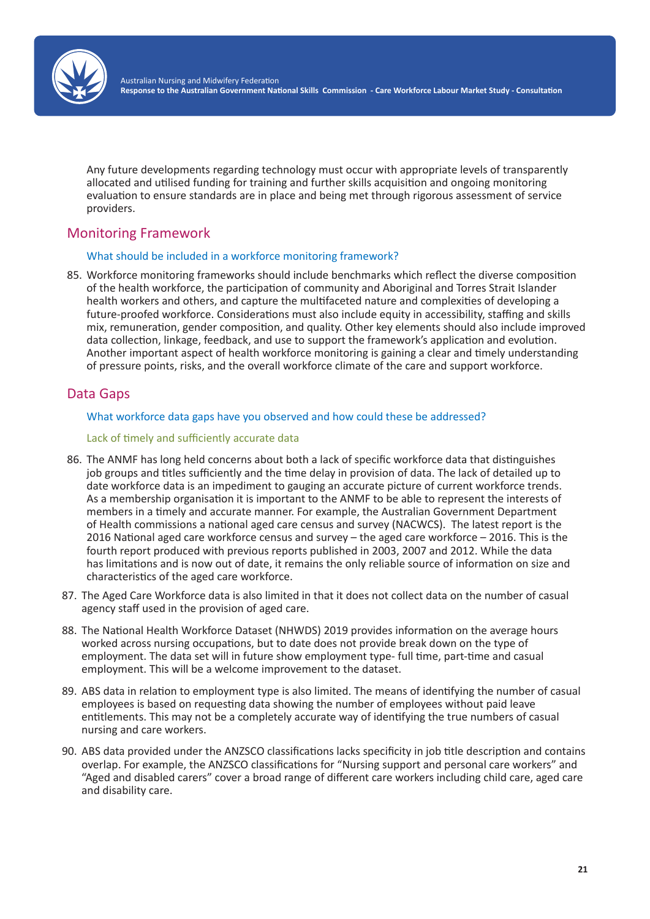Any future developments regarding technology must occur with appropriate levels of transparently allocated and utilised funding for training and further skills acquisition and ongoing monitoring evaluation to ensure standards are in place and being met through rigorous assessment of service providers.

## Monitoring Framework

### What should be included in a workforce monitoring framework?

85. Workforce monitoring frameworks should include benchmarks which reflect the diverse composition of the health workforce, the participation of community and Aboriginal and Torres Strait Islander health workers and others, and capture the multifaceted nature and complexities of developing a future-proofed workforce. Considerations must also include equity in accessibility, staffing and skills mix, remuneration, gender composition, and quality. Other key elements should also include improved data collection, linkage, feedback, and use to support the framework's application and evolution. Another important aspect of health workforce monitoring is gaining a clear and timely understanding of pressure points, risks, and the overall workforce climate of the care and support workforce.

## Data Gaps

### What workforce data gaps have you observed and how could these be addressed?

#### Lack of timely and sufficiently accurate data

86. The ANMF has long held concerns about both a lack of specific workforce data that distinguishes job groups and titles sufficiently and the time delay in provision of data. The lack of detailed up to date workforce data is an impediment to gauging an accurate picture of current workforce trends. As a membership organisation it is important to the ANMF to be able to represent the interests of members in a timely and accurate manner. For example, the Australian Government Department of Health commissions a national aged care census and survey (NACWCS). The latest report is the 2016 National aged care workforce census and survey – the aged care workforce – 2016. This is the fourth report produced with previous reports published in 2003, 2007 and 2012. While the data has limitations and is now out of date, it remains the only reliable source of information on size and characteristics of the aged care workforce.

87. The Aged Care Workforce data is also limited in that it does not collect data on the number of casual agency staff used in the provision of aged care.

88. The National Health Workforce Dataset (NHWDS) 2019 provides information on the average hours worked across nursing occupations, but to date does not provide break down on the type of employment. The data set will in future show employment type- full time, part-time and casual employment. This will be a welcome improvement to the dataset.

89. ABS data in relation to employment type is also limited. The means of identifying the number of casual employees is based on requesting data showing the number of employees without paid leave entitlements. This may not be a completely accurate way of identifying the true numbers of casual nursing and care workers.

90. ABS data provided under the ANZSCO classifications lacks specificity in job title description and contains overlap. For example, the ANZSCO classifications for "Nursing support and personal care workers" and "Aged and disabled carers" cover a broad range of different care workers including child care, aged care and disability care.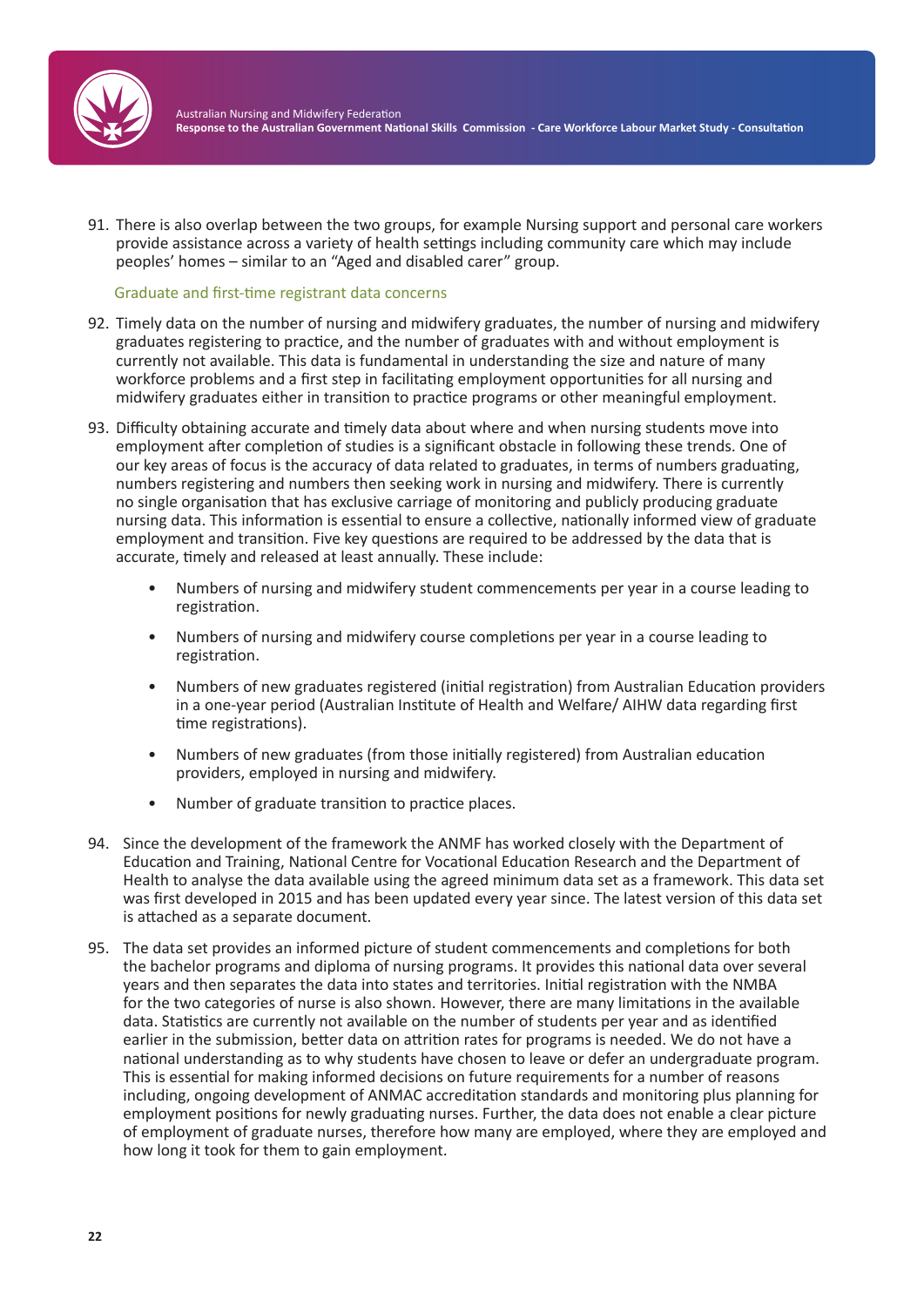91. There is also overlap between the two groups, for example Nursing support and personal care workers provide assistance across a variety of health settings including community care which may include peoples' homes – similar to an "Aged and disabled carer" group.

### Graduate and first-time registrant data concerns

92. Timely data on the number of nursing and midwifery graduates, the number of nursing and midwifery graduates registering to practice, and the number of graduates with and without employment is currently not available. This data is fundamental in understanding the size and nature of many workforce problems and a first step in facilitating employment opportunities for all nursing and midwifery graduates either in transition to practice programs or other meaningful employment.

93. Difficulty obtaining accurate and timely data about where and when nursing students move into employment after completion of studies is a significant obstacle in following these trends. One of our key areas of focus is the accuracy of data related to graduates, in terms of numbers graduating, numbers registering and numbers then seeking work in nursing and midwifery. There is currently no single organisation that has exclusive carriage of monitoring and publicly producing graduate nursing data. This information is essential to ensure a collective, nationally informed view of graduate employment and transition. Five key questions are required to be addressed by the data that is accurate, timely and released at least annually. These include:

    - Numbers of nursing and midwifery student commencements per year in a course leading to registration.
    - Numbers of nursing and midwifery course completions per year in a course leading to registration.
    - Numbers of new graduates registered (initial registration) from Australian Education providers in a one-year period (Australian Institute of Health and Welfare/ AIHW data regarding first time registrations).
    - Numbers of new graduates (from those initially registered) from Australian education providers, employed in nursing and midwifery.
    - Number of graduate transition to practice places.

94. Since the development of the framework the ANMF has worked closely with the Department of Education and Training, National Centre for Vocational Education Research and the Department of Health to analyse the data available using the agreed minimum data set as a framework. This data set was first developed in 2015 and has been updated every year since. The latest version of this data set is attached as a separate document.

95. The data set provides an informed picture of student commencements and completions for both the bachelor programs and diploma of nursing programs. It provides this national data over several years and then separates the data into states and territories. Initial registration with the NMBA for the two categories of nurse is also shown. However, there are many limitations in the available data. Statistics are currently not available on the number of students per year and as identified earlier in the submission, better data on attrition rates for programs is needed. We do not have a national understanding as to why students have chosen to leave or defer an undergraduate program. This is essential for making informed decisions on future requirements for a number of reasons including, ongoing development of ANMAC accreditation standards and monitoring plus planning for employment positions for newly graduating nurses. Further, the data does not enable a clear picture of employment of graduate nurses, therefore how many are employed, where they are employed and how long it took for them to gain employment.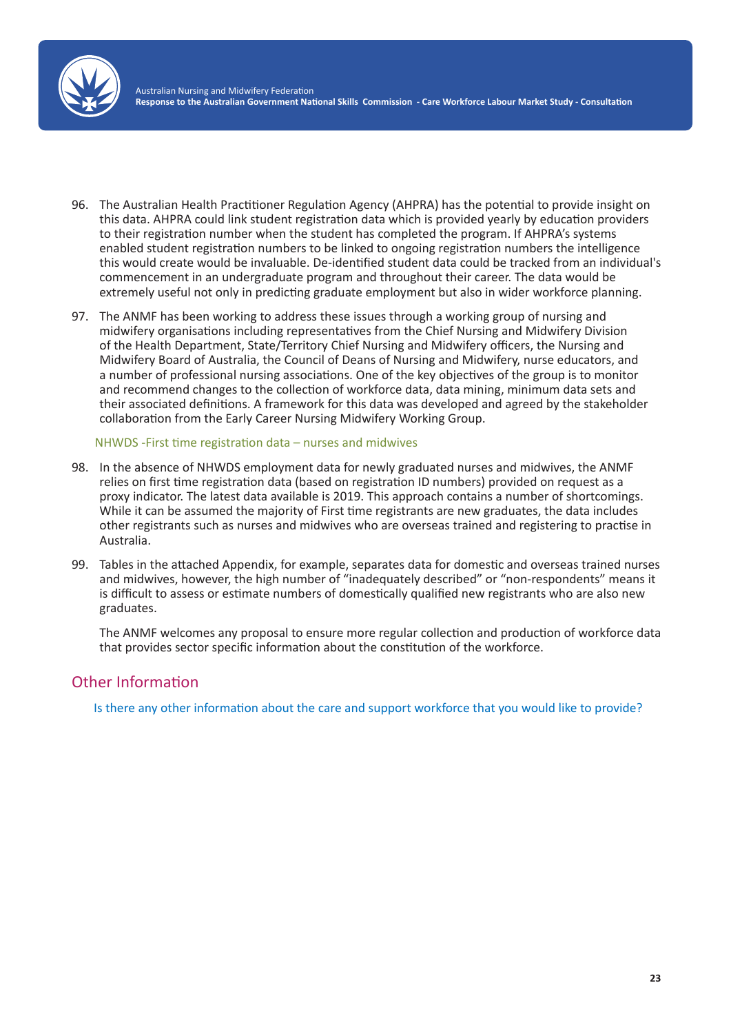96. The Australian Health Practitioner Regulation Agency (AHPRA) has the potential to provide insight on this data. AHPRA could link student registration data which is provided yearly by education providers to their registration number when the student has completed the program. If AHPRA's systems enabled student registration numbers to be linked to ongoing registration numbers the intelligence this would create would be invaluable. De-identified student data could be tracked from an individual's commencement in an undergraduate program and throughout their career. The data would be extremely useful not only in predicting graduate employment but also in wider workforce planning.

97. The ANMF has been working to address these issues through a working group of nursing and midwifery organisations including representatives from the Chief Nursing and Midwifery Division of the Health Department, State/Territory Chief Nursing and Midwifery officers, the Nursing and Midwifery Board of Australia, the Council of Deans of Nursing and Midwifery, nurse educators, and a number of professional nursing associations. One of the key objectives of the group is to monitor and recommend changes to the collection of workforce data, data mining, minimum data sets and their associated definitions. A framework for this data was developed and agreed by the stakeholder collaboration from the Early Career Nursing Midwifery Working Group.

#### NHWDS -First time registration data – nurses and midwives

98. In the absence of NHWDS employment data for newly graduated nurses and midwives, the ANMF relies on first time registration data (based on registration ID numbers) provided on request as a proxy indicator. The latest data available is 2019. This approach contains a number of shortcomings. While it can be assumed the majority of First time registrants are new graduates, the data includes other registrants such as nurses and midwives who are overseas trained and registering to practise in Australia.

99. Tables in the attached Appendix, for example, separates data for domestic and overseas trained nurses and midwives, however, the high number of "inadequately described" or "non-respondents" means it is difficult to assess or estimate numbers of domestically qualified new registrants who are also new graduates.

    The ANMF welcomes any proposal to ensure more regular collection and production of workforce data that provides sector specific information about the constitution of the workforce.

## Other Information

#### Is there any other information about the care and support workforce that you would like to provide?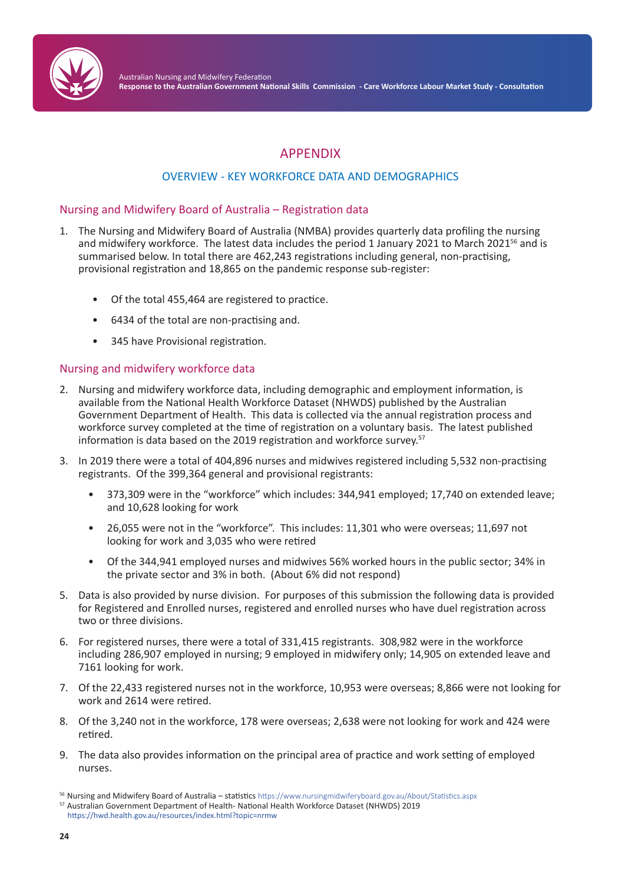# APPENDIX

## OVERVIEW - KEY WORKFORCE DATA AND DEMOGRAPHICS

### Nursing and Midwifery Board of Australia – Registration data

1. The Nursing and Midwifery Board of Australia (NMBA) provides quarterly data profiling the nursing and midwifery workforce. The latest data includes the period 1 January 2021 to March 2021[56] and is summarised below. In total there are 462,243 registrations including general, non-practising, provisional registration and 18,865 on the pandemic response sub-register:

   - Of the total 455,464 are registered to practice.
   - 6434 of the total are non-practising and.
   - 345 have Provisional registration.

### Nursing and midwifery workforce data

2. Nursing and midwifery workforce data, including demographic and employment information, is available from the National Health Workforce Dataset (NHWDS) published by the Australian Government Department of Health. This data is collected via the annual registration process and workforce survey completed at the time of registration on a voluntary basis. The latest published information is data based on the 2019 registration and workforce survey.[57]

3. In 2019 there were a total of 404,896 nurses and midwives registered including 5,532 non-practising registrants. Of the 399,364 general and provisional registrants:

   - 373,309 were in the "workforce" which includes: 344,941 employed; 17,740 on extended leave; and 10,628 looking for work
   - 26,055 were not in the "workforce". This includes: 11,301 who were overseas; 11,697 not looking for work and 3,035 who were retired
   - Of the 344,941 employed nurses and midwives 56% worked hours in the public sector; 34% in the private sector and 3% in both. (About 6% did not respond)

5. Data is also provided by nurse division. For purposes of this submission the following data is provided for Registered and Enrolled nurses, registered and enrolled nurses who have duel registration across two or three divisions.

6. For registered nurses, there were a total of 331,415 registrants. 308,982 were in the workforce including 286,907 employed in nursing; 9 employed in midwifery only; 14,905 on extended leave and 7161 looking for work.

7. Of the 22,433 registered nurses not in the workforce, 10,953 were overseas; 8,866 were not looking for work and 2614 were retired.

8. Of the 3,240 not in the workforce, 178 were overseas; 2,638 were not looking for work and 424 were retired.

9. The data also provides information on the principal area of practice and work setting of employed nurses.

---

[56] Nursing and Midwifery Board of Australia – statistics https://www.nursingmidwiferyboard.gov.au/About/Statistics.aspx

[57] Australian Government Department of Health- National Health Workforce Dataset (NHWDS) 2019 https://hwd.health.gov.au/resources/index.html?topic=nrmw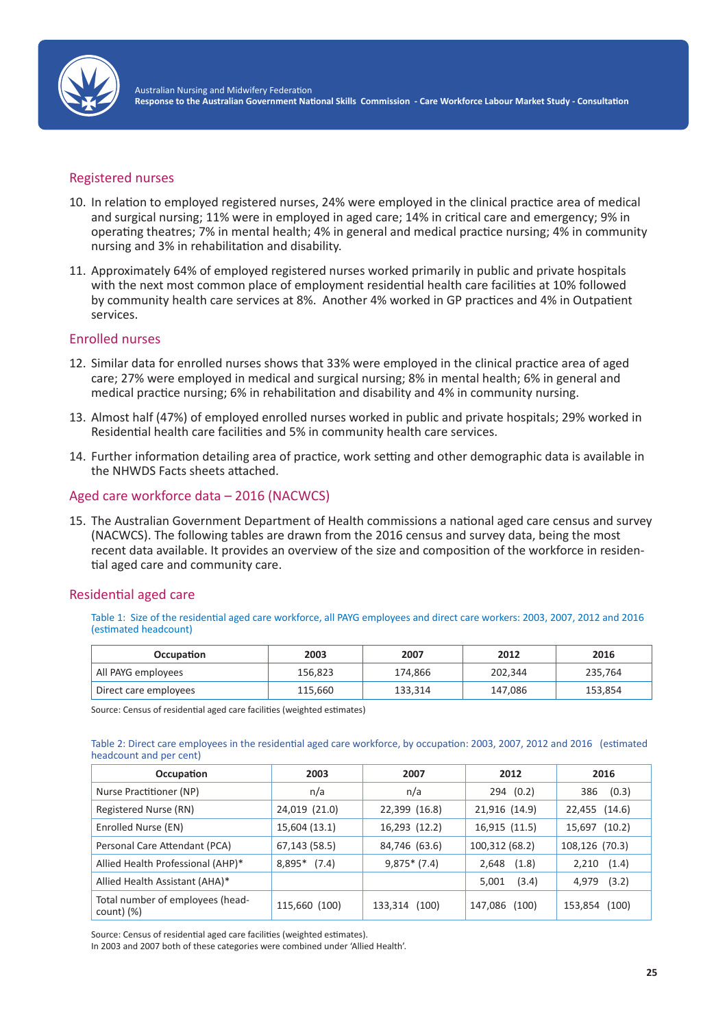## Registered nurses

10. In relation to employed registered nurses, 24% were employed in the clinical practice area of medical and surgical nursing; 11% were in employed in aged care; 14% in critical care and emergency; 9% in operating theatres; 7% in mental health; 4% in general and medical practice nursing; 4% in community nursing and 3% in rehabilitation and disability.

11. Approximately 64% of employed registered nurses worked primarily in public and private hospitals with the next most common place of employment residential health care facilities at 10% followed by community health care services at 8%. Another 4% worked in GP practices and 4% in Outpatient services.

## Enrolled nurses

12. Similar data for enrolled nurses shows that 33% were employed in the clinical practice area of aged care; 27% were employed in medical and surgical nursing; 8% in mental health; 6% in general and medical practice nursing; 6% in rehabilitation and disability and 4% in community nursing.

13. Almost half (47%) of employed enrolled nurses worked in public and private hospitals; 29% worked in Residential health care facilities and 5% in community health care services.

14. Further information detailing area of practice, work setting and other demographic data is available in the NHWDS Facts sheets attached.

## Aged care workforce data – 2016 (NACWCS)

15. The Australian Government Department of Health commissions a national aged care census and survey (NACWCS). The following tables are drawn from the 2016 census and survey data, being the most recent data available. It provides an overview of the size and composition of the workforce in residential aged care and community care.

## Residential aged care

Table 1: Size of the residential aged care workforce, all PAYG employees and direct care workers: 2003, 2007, 2012 and 2016 (estimated headcount)

| Occupation | 2003 | 2007 | 2012 | 2016 |
|---|---|---|---|---|
| All PAYG employees | 156,823 | 174,866 | 202,344 | 235,764 |
| Direct care employees | 115,660 | 133,314 | 147,086 | 153,854 |

Source: Census of residential aged care facilities (weighted estimates)

Table 2: Direct care employees in the residential aged care workforce, by occupation: 2003, 2007, 2012 and 2016 (estimated headcount and per cent)

| Occupation | 2003 | 2007 | 2012 | 2016 |
|---|---|---|---|---|
| Nurse Practitioner (NP) | n/a | n/a | 294 (0.2) | 386 (0.3) |
| Registered Nurse (RN) | 24,019 (21.0) | 22,399 (16.8) | 21,916 (14.9) | 22,455 (14.6) |
| Enrolled Nurse (EN) | 15,604 (13.1) | 16,293 (12.2) | 16,915 (11.5) | 15,697 (10.2) |
| Personal Care Attendant (PCA) | 67,143 (58.5) | 84,746 (63.6) | 100,312 (68.2) | 108,126 (70.3) |
| Allied Health Professional (AHP)* | 8,895* (7.4) | 9,875* (7.4) | 2,648 (1.8) | 2,210 (1.4) |
| Allied Health Assistant (AHA)* | | | 5,001 (3.4) | 4,979 (3.2) |
| Total number of employees (head-count) (%) | 115,660 (100) | 133,314 (100) | 147,086 (100) | 153,854 (100) |

Source: Census of residential aged care facilities (weighted estimates).
In 2003 and 2007 both of these categories were combined under 'Allied Health'.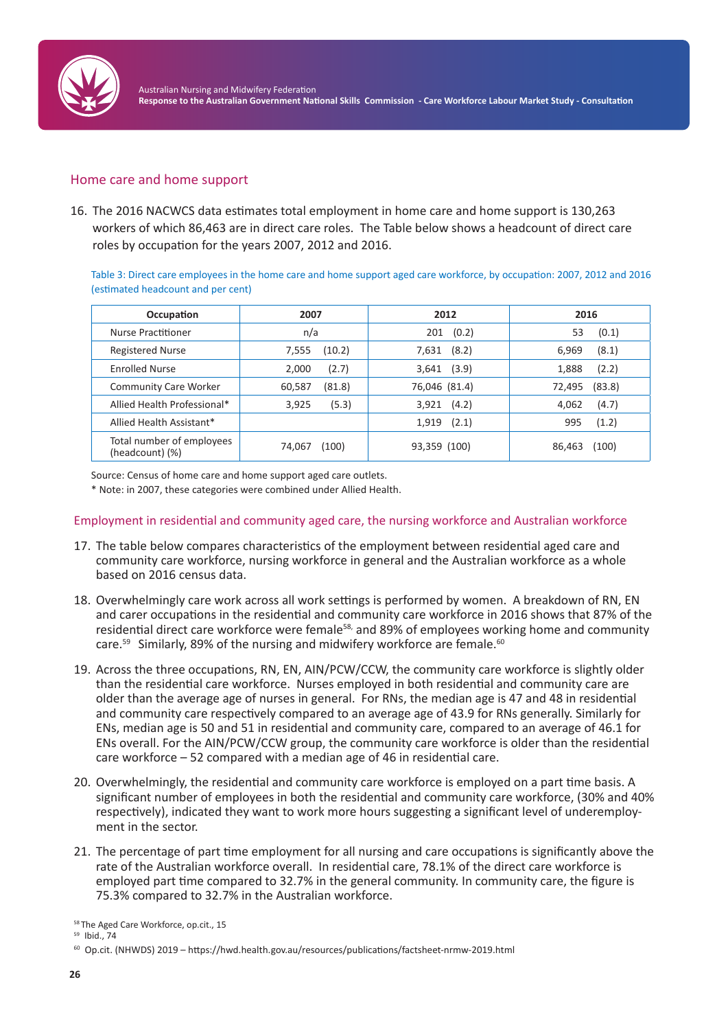## Home care and home support

16. The 2016 NACWCS data estimates total employment in home care and home support is 130,263 workers of which 86,463 are in direct care roles. The Table below shows a headcount of direct care roles by occupation for the years 2007, 2012 and 2016.

Table 3: Direct care employees in the home care and home support aged care workforce, by occupation: 2007, 2012 and 2016 (estimated headcount and per cent)

| Occupation | 2007 | 2012 | 2016 |
|---|---|---|---|
| Nurse Practitioner | n/a | 201 (0.2) | 53 (0.1) |
| Registered Nurse | 7,555 (10.2) | 7,631 (8.2) | 6,969 (8.1) |
| Enrolled Nurse | 2,000 (2.7) | 3,641 (3.9) | 1,888 (2.2) |
| Community Care Worker | 60,587 (81.8) | 76,046 (81.4) | 72,495 (83.8) |
| Allied Health Professional* | 3,925 (5.3) | 3,921 (4.2) | 4,062 (4.7) |
| Allied Health Assistant* | | 1,919 (2.1) | 995 (1.2) |
| Total number of employees (headcount) (%) | 74,067 (100) | 93,359 (100) | 86,463 (100) |

Source: Census of home care and home support aged care outlets.

* Note: in 2007, these categories were combined under Allied Health.

## Employment in residential and community aged care, the nursing workforce and Australian workforce

17. The table below compares characteristics of the employment between residential aged care and community care workforce, nursing workforce in general and the Australian workforce as a whole based on 2016 census data.

18. Overwhelmingly care work across all work settings is performed by women. A breakdown of RN, EN and carer occupations in the residential and community care workforce in 2016 shows that 87% of the residential direct care workforce were female[58], and 89% of employees working home and community care.[59] Similarly, 89% of the nursing and midwifery workforce are female.[60]

19. Across the three occupations, RN, EN, AIN/PCW/CCW, the community care workforce is slightly older than the residential care workforce. Nurses employed in both residential and community care are older than the average age of nurses in general. For RNs, the median age is 47 and 48 in residential and community care respectively compared to an average age of 43.9 for RNs generally. Similarly for ENs, median age is 50 and 51 in residential and community care, compared to an average of 46.1 for ENs overall. For the AIN/PCW/CCW group, the community care workforce is older than the residential care workforce – 52 compared with a median age of 46 in residential care.

20. Overwhelmingly, the residential and community care workforce is employed on a part time basis. A significant number of employees in both the residential and community care workforce, (30% and 40% respectively), indicated they want to work more hours suggesting a significant level of underemployment in the sector.

21. The percentage of part time employment for all nursing and care occupations is significantly above the rate of the Australian workforce overall. In residential care, 78.1% of the direct care workforce is employed part time compared to 32.7% in the general community. In community care, the figure is 75.3% compared to 32.7% in the Australian workforce.

---

[58] The Aged Care Workforce, op.cit., 15

[59] Ibid., 74

[60] Op.cit. (NHWDS) 2019 – https://hwd.health.gov.au/resources/publications/factsheet-nrmw-2019.html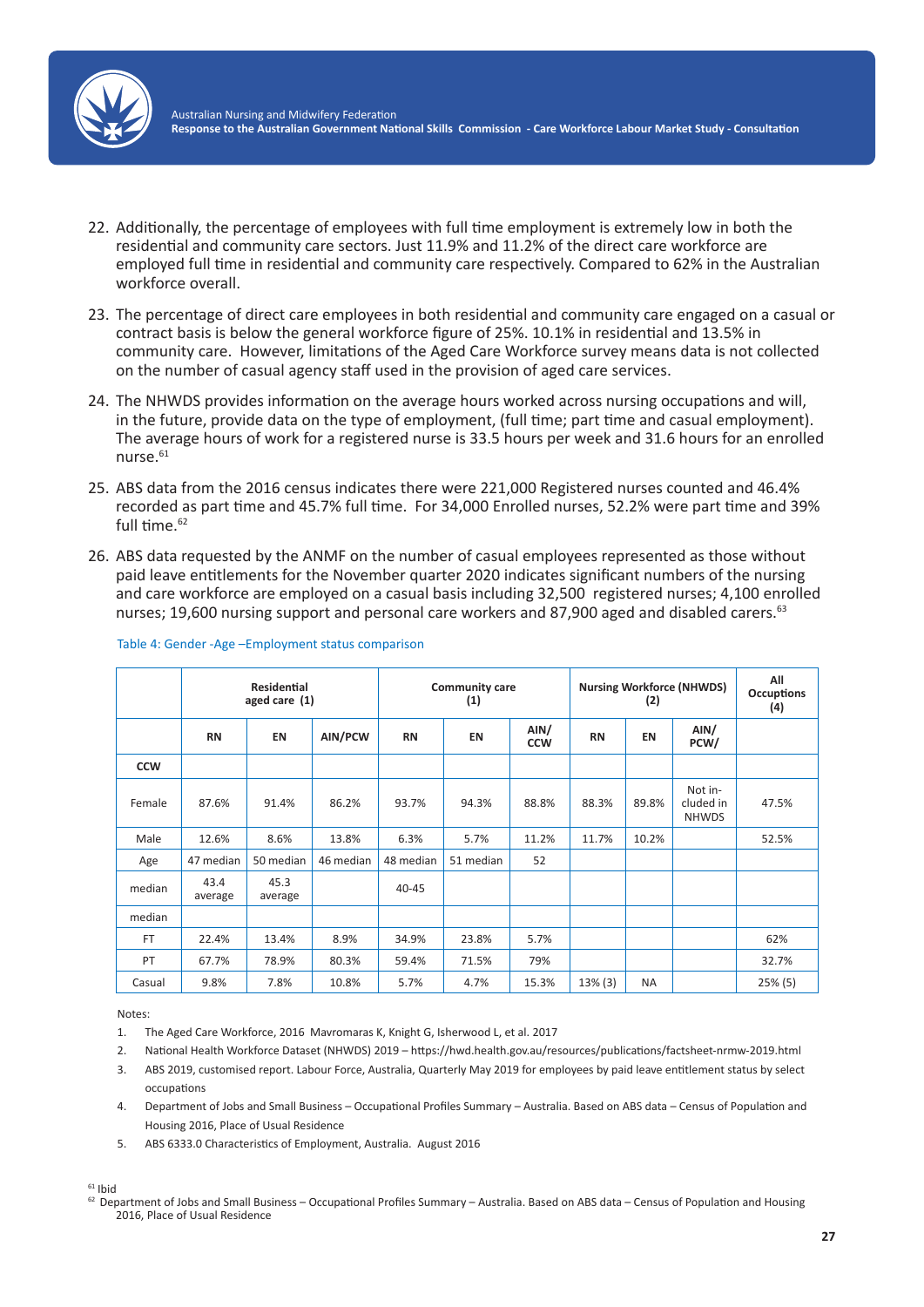22. Additionally, the percentage of employees with full time employment is extremely low in both the residential and community care sectors. Just 11.9% and 11.2% of the direct care workforce are employed full time in residential and community care respectively. Compared to 62% in the Australian workforce overall.

23. The percentage of direct care employees in both residential and community care engaged on a casual or contract basis is below the general workforce figure of 25%. 10.1% in residential and 13.5% in community care. However, limitations of the Aged Care Workforce survey means data is not collected on the number of casual agency staff used in the provision of aged care services.

24. The NHWDS provides information on the average hours worked across nursing occupations and will, in the future, provide data on the type of employment, (full time; part time and casual employment). The average hours of work for a registered nurse is 33.5 hours per week and 31.6 hours for an enrolled nurse.[61]

25. ABS data from the 2016 census indicates there were 221,000 Registered nurses counted and 46.4% recorded as part time and 45.7% full time. For 34,000 Enrolled nurses, 52.2% were part time and 39% full time.[62]

26. ABS data requested by the ANMF on the number of casual employees represented as those without paid leave entitlements for the November quarter 2020 indicates significant numbers of the nursing and care workforce are employed on a casual basis including 32,500 registered nurses; 4,100 enrolled nurses; 19,600 nursing support and personal care workers and 87,900 aged and disabled carers.[63]

Table 4: Gender -Age –Employment status comparison

| | Residential aged care (1) | | | Community care (1) | | | Nursing Workforce (NHWDS) (2) | | | All Occuptions (4) |
|---|---|---|---|---|---|---|---|---|---|---|
| | RN | EN | AIN/PCW | RN | EN | AIN/ CCW | RN | EN | AIN/ PCW/ | |
| CCW | | | | | | | | | | |
| Female | 87.6% | 91.4% | 86.2% | 93.7% | 94.3% | 88.8% | 88.3% | 89.8% | Not included in NHWDS | 47.5% |
| Male | 12.6% | 8.6% | 13.8% | 6.3% | 5.7% | 11.2% | 11.7% | 10.2% | | 52.5% |
| Age | 47 median | 50 median | 46 median | 48 median | 51 median | 52 | | | | |
| median | 43.4 average | 45.3 average | | 40-45 | | | | | | |
| median | | | | | | | | | | |
| FT | 22.4% | 13.4% | 8.9% | 34.9% | 23.8% | 5.7% | | | | 62% |
| PT | 67.7% | 78.9% | 80.3% | 59.4% | 71.5% | 79% | | | | 32.7% |
| Casual | 9.8% | 7.8% | 10.8% | 5.7% | 4.7% | 15.3% | 13% (3) | NA | | 25% (5) |

Notes:

1. The Aged Care Workforce, 2016 Mavromaras K, Knight G, Isherwood L, et al. 2017
2. National Health Workforce Dataset (NHWDS) 2019 – https://hwd.health.gov.au/resources/publications/factsheet-nrmw-2019.html
3. ABS 2019, customised report. Labour Force, Australia, Quarterly May 2019 for employees by paid leave entitlement status by select occupations
4. Department of Jobs and Small Business – Occupational Profiles Summary – Australia. Based on ABS data – Census of Population and Housing 2016, Place of Usual Residence
5. ABS 6333.0 Characteristics of Employment, Australia. August 2016

[61] Ibid

[62] Department of Jobs and Small Business – Occupational Profiles Summary – Australia. Based on ABS data – Census of Population and Housing 2016, Place of Usual Residence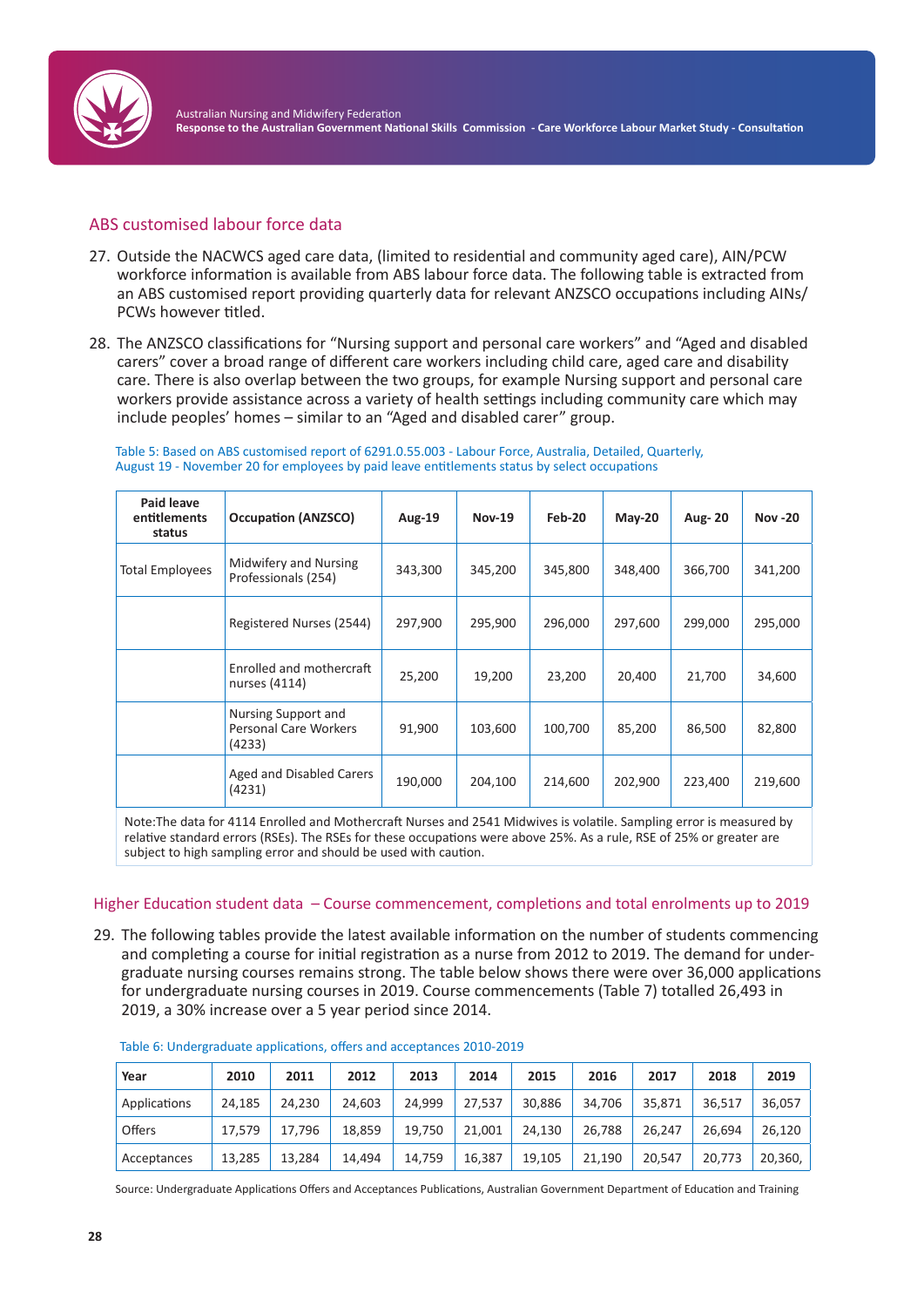## ABS customised labour force data

27. Outside the NACWCS aged care data, (limited to residential and community aged care), AIN/PCW workforce information is available from ABS labour force data. The following table is extracted from an ABS customised report providing quarterly data for relevant ANZSCO occupations including AINs/PCWs however titled.

28. The ANZSCO classifications for "Nursing support and personal care workers" and "Aged and disabled carers" cover a broad range of different care workers including child care, aged care and disability care. There is also overlap between the two groups, for example Nursing support and personal care workers provide assistance across a variety of health settings including community care which may include peoples' homes – similar to an "Aged and disabled carer" group.

Table 5: Based on ABS customised report of 6291.0.55.003 - Labour Force, Australia, Detailed, Quarterly, August 19 - November 20 for employees by paid leave entitlements status by select occupations

| Paid leave entitlements status | Occupation (ANZSCO) | Aug-19 | Nov-19 | Feb-20 | May-20 | Aug- 20 | Nov -20 |
|---|---|---|---|---|---|---|---|
| Total Employees | Midwifery and Nursing Professionals (254) | 343,300 | 345,200 | 345,800 | 348,400 | 366,700 | 341,200 |
| | Registered Nurses (2544) | 297,900 | 295,900 | 296,000 | 297,600 | 299,000 | 295,000 |
| | Enrolled and mothercraft nurses (4114) | 25,200 | 19,200 | 23,200 | 20,400 | 21,700 | 34,600 |
| | Nursing Support and Personal Care Workers (4233) | 91,900 | 103,600 | 100,700 | 85,200 | 86,500 | 82,800 |
| | Aged and Disabled Carers (4231) | 190,000 | 204,100 | 214,600 | 202,900 | 223,400 | 219,600 |

Note:The data for 4114 Enrolled and Mothercraft Nurses and 2541 Midwives is volatile. Sampling error is measured by relative standard errors (RSEs). The RSEs for these occupations were above 25%. As a rule, RSE of 25% or greater are subject to high sampling error and should be used with caution.

## Higher Education student data – Course commencement, completions and total enrolments up to 2019

29. The following tables provide the latest available information on the number of students commencing and completing a course for initial registration as a nurse from 2012 to 2019. The demand for undergraduate nursing courses remains strong. The table below shows there were over 36,000 applications for undergraduate nursing courses in 2019. Course commencements (Table 7) totalled 26,493 in 2019, a 30% increase over a 5 year period since 2014.

Table 6: Undergraduate applications, offers and acceptances 2010-2019

| Year | 2010 | 2011 | 2012 | 2013 | 2014 | 2015 | 2016 | 2017 | 2018 | 2019 |
|---|---|---|---|---|---|---|---|---|---|---|
| Applications | 24,185 | 24,230 | 24,603 | 24,999 | 27,537 | 30,886 | 34,706 | 35,871 | 36,517 | 36,057 |
| Offers | 17,579 | 17,796 | 18,859 | 19,750 | 21,001 | 24,130 | 26,788 | 26,247 | 26,694 | 26,120 |
| Acceptances | 13,285 | 13,284 | 14,494 | 14,759 | 16,387 | 19,105 | 21,190 | 20,547 | 20,773 | 20,360, |

Source: Undergraduate Applications Offers and Acceptances Publications, Australian Government Department of Education and Training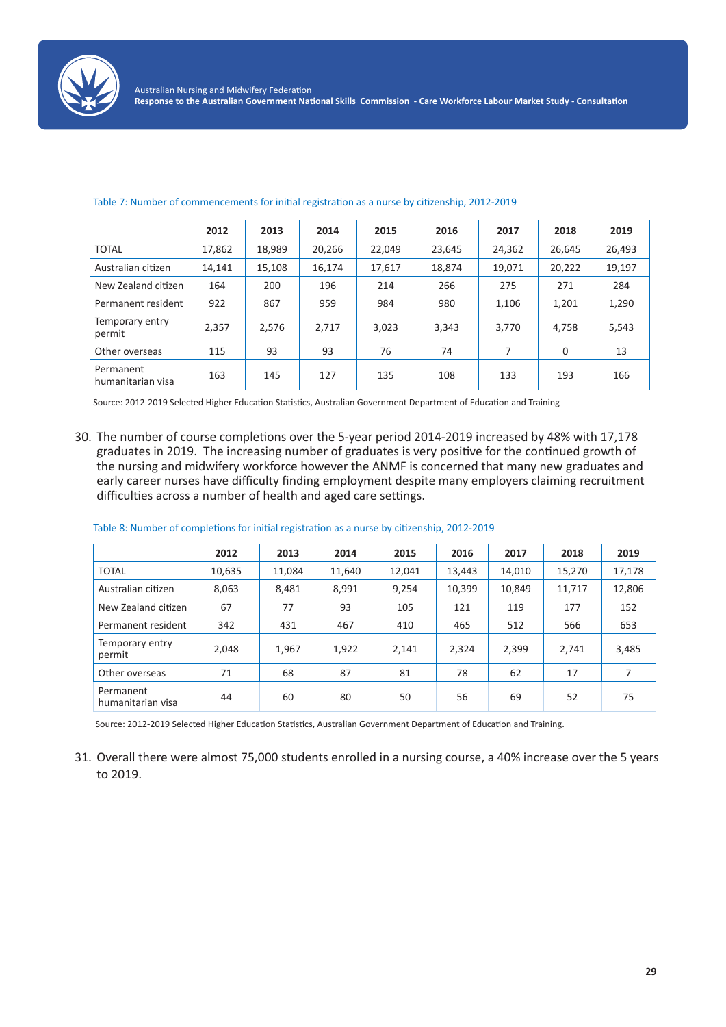Table 7: Number of commencements for initial registration as a nurse by citizenship, 2012-2019

| | 2012 | 2013 | 2014 | 2015 | 2016 | 2017 | 2018 | 2019 |
|---|---|---|---|---|---|---|---|---|
| TOTAL | 17,862 | 18,989 | 20,266 | 22,049 | 23,645 | 24,362 | 26,645 | 26,493 |
| Australian citizen | 14,141 | 15,108 | 16,174 | 17,617 | 18,874 | 19,071 | 20,222 | 19,197 |
| New Zealand citizen | 164 | 200 | 196 | 214 | 266 | 275 | 271 | 284 |
| Permanent resident | 922 | 867 | 959 | 984 | 980 | 1,106 | 1,201 | 1,290 |
| Temporary entry permit | 2,357 | 2,576 | 2,717 | 3,023 | 3,343 | 3,770 | 4,758 | 5,543 |
| Other overseas | 115 | 93 | 93 | 76 | 74 | 7 | 0 | 13 |
| Permanent humanitarian visa | 163 | 145 | 127 | 135 | 108 | 133 | 193 | 166 |

Source: 2012-2019 Selected Higher Education Statistics, Australian Government Department of Education and Training

30. The number of course completions over the 5-year period 2014-2019 increased by 48% with 17,178 graduates in 2019. The increasing number of graduates is very positive for the continued growth of the nursing and midwifery workforce however the ANMF is concerned that many new graduates and early career nurses have difficulty finding employment despite many employers claiming recruitment difficulties across a number of health and aged care settings.

Table 8: Number of completions for initial registration as a nurse by citizenship, 2012-2019

| | 2012 | 2013 | 2014 | 2015 | 2016 | 2017 | 2018 | 2019 |
|---|---|---|---|---|---|---|---|---|
| TOTAL | 10,635 | 11,084 | 11,640 | 12,041 | 13,443 | 14,010 | 15,270 | 17,178 |
| Australian citizen | 8,063 | 8,481 | 8,991 | 9,254 | 10,399 | 10,849 | 11,717 | 12,806 |
| New Zealand citizen | 67 | 77 | 93 | 105 | 121 | 119 | 177 | 152 |
| Permanent resident | 342 | 431 | 467 | 410 | 465 | 512 | 566 | 653 |
| Temporary entry permit | 2,048 | 1,967 | 1,922 | 2,141 | 2,324 | 2,399 | 2,741 | 3,485 |
| Other overseas | 71 | 68 | 87 | 81 | 78 | 62 | 17 | 7 |
| Permanent humanitarian visa | 44 | 60 | 80 | 50 | 56 | 69 | 52 | 75 |

Source: 2012-2019 Selected Higher Education Statistics, Australian Government Department of Education and Training.

31. Overall there were almost 75,000 students enrolled in a nursing course, a 40% increase over the 5 years to 2019.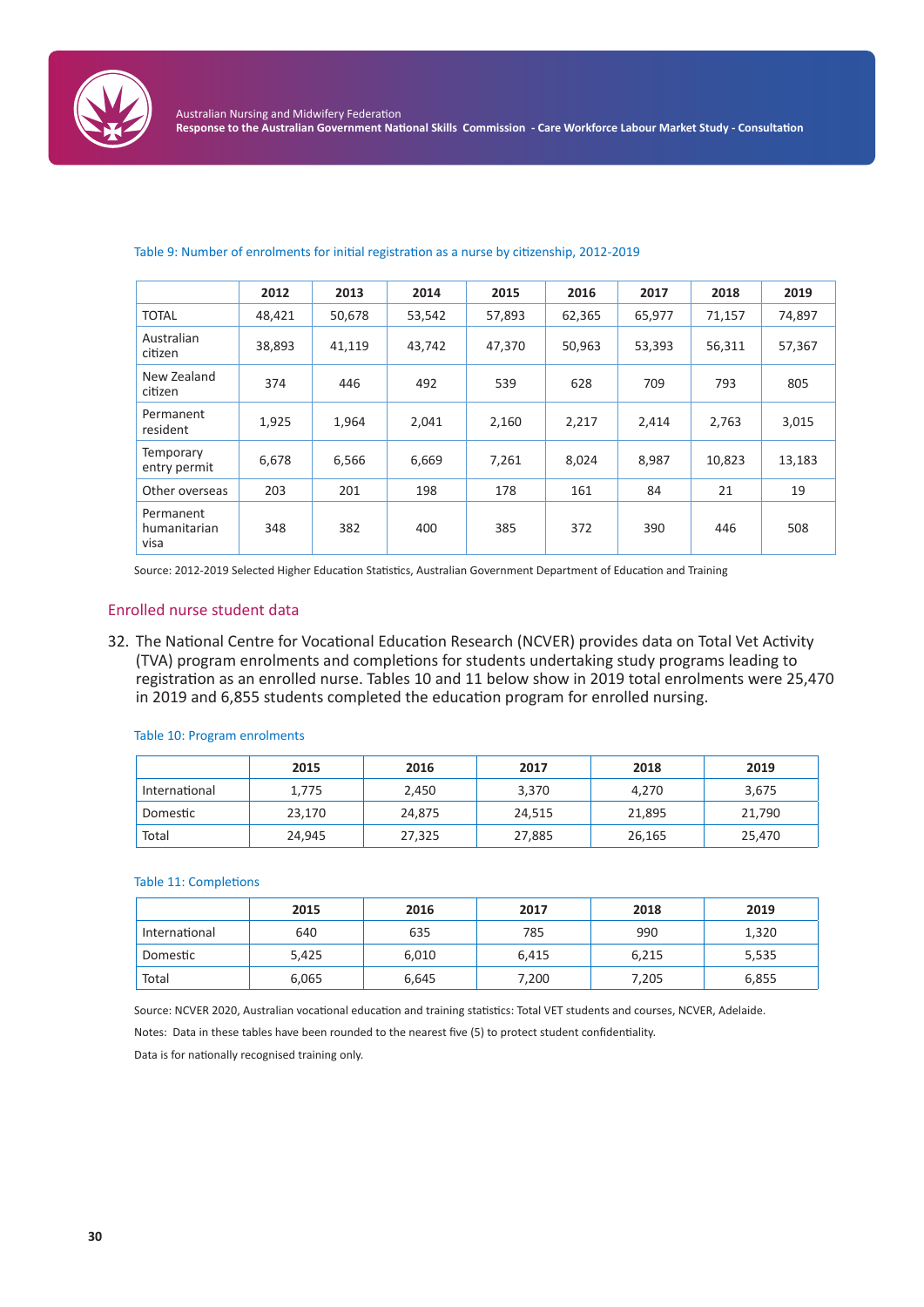Table 9: Number of enrolments for initial registration as a nurse by citizenship, 2012-2019

| | 2012 | 2013 | 2014 | 2015 | 2016 | 2017 | 2018 | 2019 |
|---|---|---|---|---|---|---|---|---|
| TOTAL | 48,421 | 50,678 | 53,542 | 57,893 | 62,365 | 65,977 | 71,157 | 74,897 |
| Australian citizen | 38,893 | 41,119 | 43,742 | 47,370 | 50,963 | 53,393 | 56,311 | 57,367 |
| New Zealand citizen | 374 | 446 | 492 | 539 | 628 | 709 | 793 | 805 |
| Permanent resident | 1,925 | 1,964 | 2,041 | 2,160 | 2,217 | 2,414 | 2,763 | 3,015 |
| Temporary entry permit | 6,678 | 6,566 | 6,669 | 7,261 | 8,024 | 8,987 | 10,823 | 13,183 |
| Other overseas | 203 | 201 | 198 | 178 | 161 | 84 | 21 | 19 |
| Permanent humanitarian visa | 348 | 382 | 400 | 385 | 372 | 390 | 446 | 508 |

Source: 2012-2019 Selected Higher Education Statistics, Australian Government Department of Education and Training

## Enrolled nurse student data

32. The National Centre for Vocational Education Research (NCVER) provides data on Total Vet Activity (TVA) program enrolments and completions for students undertaking study programs leading to registration as an enrolled nurse. Tables 10 and 11 below show in 2019 total enrolments were 25,470 in 2019 and 6,855 students completed the education program for enrolled nursing.

Table 10: Program enrolments

| | 2015 | 2016 | 2017 | 2018 | 2019 |
|---|---|---|---|---|---|
| International | 1,775 | 2,450 | 3,370 | 4,270 | 3,675 |
| Domestic | 23,170 | 24,875 | 24,515 | 21,895 | 21,790 |
| Total | 24,945 | 27,325 | 27,885 | 26,165 | 25,470 |

Table 11: Completions

| | 2015 | 2016 | 2017 | 2018 | 2019 |
|---|---|---|---|---|---|
| International | 640 | 635 | 785 | 990 | 1,320 |
| Domestic | 5,425 | 6,010 | 6,415 | 6,215 | 5,535 |
| Total | 6,065 | 6,645 | 7,200 | 7,205 | 6,855 |

Source: NCVER 2020, Australian vocational education and training statistics: Total VET students and courses, NCVER, Adelaide.

Notes: Data in these tables have been rounded to the nearest five (5) to protect student confidentiality.

Data is for nationally recognised training only.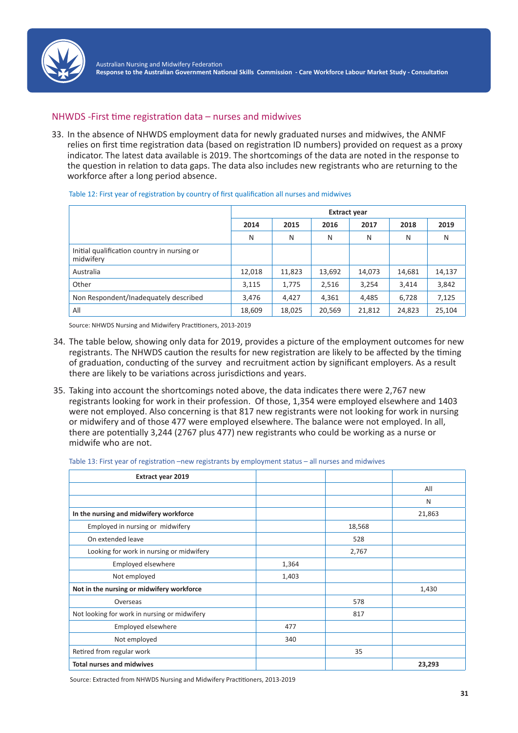## NHWDS -First time registration data – nurses and midwives

33. In the absence of NHWDS employment data for newly graduated nurses and midwives, the ANMF relies on first time registration data (based on registration ID numbers) provided on request as a proxy indicator. The latest data available is 2019. The shortcomings of the data are noted in the response to the question in relation to data gaps. The data also includes new registrants who are returning to the workforce after a long period absence.

Table 12: First year of registration by country of first qualification all nurses and midwives

| | Extract year | | | | | |
|---|---|---|---|---|---|---|
| | 2014 | 2015 | 2016 | 2017 | 2018 | 2019 |
| | N | N | N | N | N | N |
| Initial qualification country in nursing or midwifery | | | | | | |
| Australia | 12,018 | 11,823 | 13,692 | 14,073 | 14,681 | 14,137 |
| Other | 3,115 | 1,775 | 2,516 | 3,254 | 3,414 | 3,842 |
| Non Respondent/Inadequately described | 3,476 | 4,427 | 4,361 | 4,485 | 6,728 | 7,125 |
| All | 18,609 | 18,025 | 20,569 | 21,812 | 24,823 | 25,104 |

Source: NHWDS Nursing and Midwifery Practitioners, 2013-2019

34. The table below, showing only data for 2019, provides a picture of the employment outcomes for new registrants. The NHWDS caution the results for new registration are likely to be affected by the timing of graduation, conducting of the survey and recruitment action by significant employers. As a result there are likely to be variations across jurisdictions and years.

35. Taking into account the shortcomings noted above, the data indicates there were 2,767 new registrants looking for work in their profession. Of those, 1,354 were employed elsewhere and 1403 were not employed. Also concerning is that 817 new registrants were not looking for work in nursing or midwifery and of those 477 were employed elsewhere. The balance were not employed. In all, there are potentially 3,244 (2767 plus 477) new registrants who could be working as a nurse or midwife who are not.

Table 13: First year of registration –new registrants by employment status – all nurses and midwives

| Extract year 2019 | | | |
|---|---|---|---|
| | | | All |
| | | | N |
| **In the nursing and midwifery workforce** | | | 21,863 |
| Employed in nursing or midwifery | | 18,568 | |
| On extended leave | | 528 | |
| Looking for work in nursing or midwifery | | 2,767 | |
| Employed elsewhere | 1,364 | | |
| Not employed | 1,403 | | |
| **Not in the nursing or midwifery workforce** | | | 1,430 |
| Overseas | | 578 | |
| Not looking for work in nursing or midwifery | | 817 | |
| Employed elsewhere | 477 | | |
| Not employed | 340 | | |
| Retired from regular work | | 35 | |
| **Total nurses and midwives** | | | **23,293** |

Source: Extracted from NHWDS Nursing and Midwifery Practitioners, 2013-2019